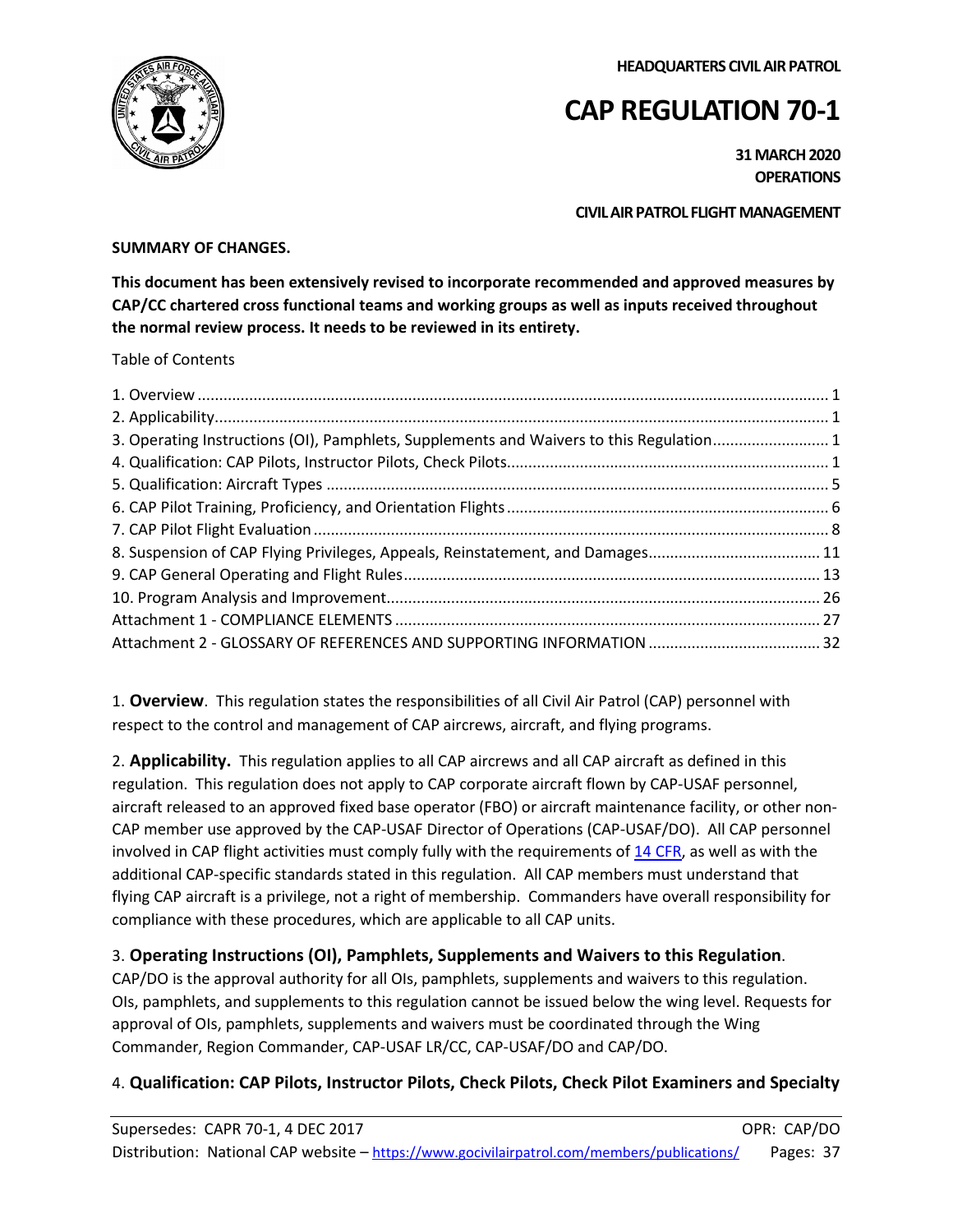**HEADQUARTERS CIVIL AIR PATROL**

# CAP REGULATION 70-1

**31 MARCH 2020**
**OPERATIONS**

**CIVIL AIR PATROL FLIGHT MANAGEMENT**

**SUMMARY OF CHANGES.**

**This document has been extensively revised to incorporate recommended and approved measures by CAP/CC chartered cross functional teams and working groups as well as inputs received throughout the normal review process. It needs to be reviewed in its entirety.**

Table of Contents

1. Overview ... 1
2. Applicability ... 1
3. Operating Instructions (OI), Pamphlets, Supplements and Waivers to this Regulation ... 1
4. Qualification: CAP Pilots, Instructor Pilots, Check Pilots ... 1
5. Qualification: Aircraft Types ... 5
6. CAP Pilot Training, Proficiency, and Orientation Flights ... 6
7. CAP Pilot Flight Evaluation ... 8
8. Suspension of CAP Flying Privileges, Appeals, Reinstatement, and Damages ... 11
9. CAP General Operating and Flight Rules ... 13
10. Program Analysis and Improvement ... 26
Attachment 1 - COMPLIANCE ELEMENTS ... 27
Attachment 2 - GLOSSARY OF REFERENCES AND SUPPORTING INFORMATION ... 32

1. **Overview**. This regulation states the responsibilities of all Civil Air Patrol (CAP) personnel with respect to the control and management of CAP aircrews, aircraft, and flying programs.

2. **Applicability.** This regulation applies to all CAP aircrews and all CAP aircraft as defined in this regulation. This regulation does not apply to CAP corporate aircraft flown by CAP-USAF personnel, aircraft released to an approved fixed base operator (FBO) or aircraft maintenance facility, or other non-CAP member use approved by the CAP-USAF Director of Operations (CAP-USAF/DO). All CAP personnel involved in CAP flight activities must comply fully with the requirements of 14 CFR, as well as with the additional CAP-specific standards stated in this regulation. All CAP members must understand that flying CAP aircraft is a privilege, not a right of membership. Commanders have overall responsibility for compliance with these procedures, which are applicable to all CAP units.

3. **Operating Instructions (OI), Pamphlets, Supplements and Waivers to this Regulation**. CAP/DO is the approval authority for all OIs, pamphlets, supplements and waivers to this regulation. OIs, pamphlets, and supplements to this regulation cannot be issued below the wing level. Requests for approval of OIs, pamphlets, supplements and waivers must be coordinated through the Wing Commander, Region Commander, CAP-USAF LR/CC, CAP-USAF/DO and CAP/DO.

4. **Qualification: CAP Pilots, Instructor Pilots, Check Pilots, Check Pilot Examiners and Specialty**

Supersedes: CAPR 70-1, 4 DEC 2017 OPR: CAP/DO
Distribution: National CAP website – https://www.gocivilairpatrol.com/members/publications/ Pages: 37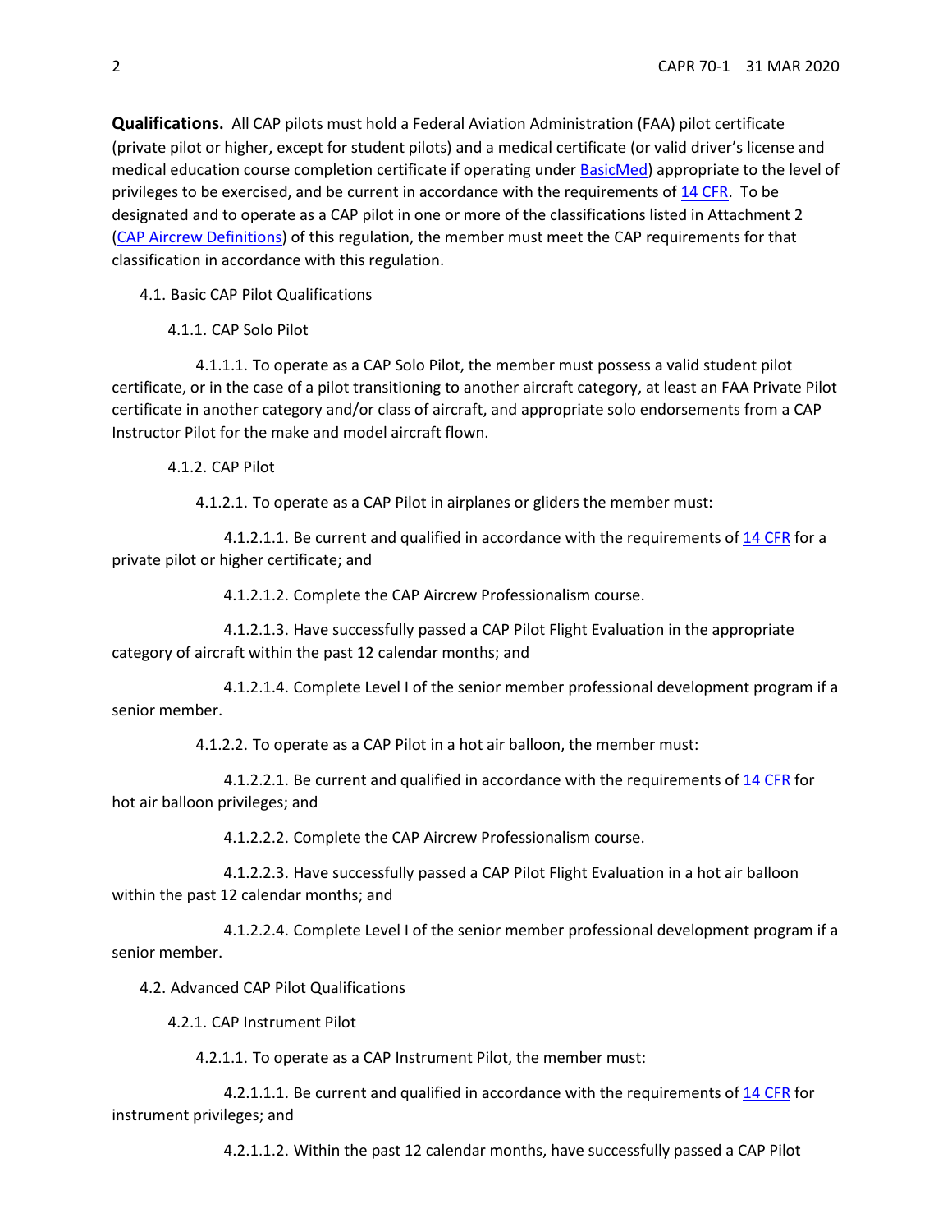**Qualifications.** All CAP pilots must hold a Federal Aviation Administration (FAA) pilot certificate (private pilot or higher, except for student pilots) and a medical certificate (or valid driver's license and medical education course completion certificate if operating under BasicMed) appropriate to the level of privileges to be exercised, and be current in accordance with the requirements of 14 CFR. To be designated and to operate as a CAP pilot in one or more of the classifications listed in Attachment 2 (CAP Aircrew Definitions) of this regulation, the member must meet the CAP requirements for that classification in accordance with this regulation.

4.1. Basic CAP Pilot Qualifications

4.1.1. CAP Solo Pilot

4.1.1.1. To operate as a CAP Solo Pilot, the member must possess a valid student pilot certificate, or in the case of a pilot transitioning to another aircraft category, at least an FAA Private Pilot certificate in another category and/or class of aircraft, and appropriate solo endorsements from a CAP Instructor Pilot for the make and model aircraft flown.

4.1.2. CAP Pilot

4.1.2.1. To operate as a CAP Pilot in airplanes or gliders the member must:

4.1.2.1.1. Be current and qualified in accordance with the requirements of 14 CFR for a private pilot or higher certificate; and

4.1.2.1.2. Complete the CAP Aircrew Professionalism course.

4.1.2.1.3. Have successfully passed a CAP Pilot Flight Evaluation in the appropriate category of aircraft within the past 12 calendar months; and

4.1.2.1.4. Complete Level I of the senior member professional development program if a senior member.

4.1.2.2. To operate as a CAP Pilot in a hot air balloon, the member must:

4.1.2.2.1. Be current and qualified in accordance with the requirements of 14 CFR for hot air balloon privileges; and

4.1.2.2.2. Complete the CAP Aircrew Professionalism course.

4.1.2.2.3. Have successfully passed a CAP Pilot Flight Evaluation in a hot air balloon within the past 12 calendar months; and

4.1.2.2.4. Complete Level I of the senior member professional development program if a senior member.

4.2. Advanced CAP Pilot Qualifications

4.2.1. CAP Instrument Pilot

4.2.1.1. To operate as a CAP Instrument Pilot, the member must:

4.2.1.1.1. Be current and qualified in accordance with the requirements of 14 CFR for instrument privileges; and

4.2.1.1.2. Within the past 12 calendar months, have successfully passed a CAP Pilot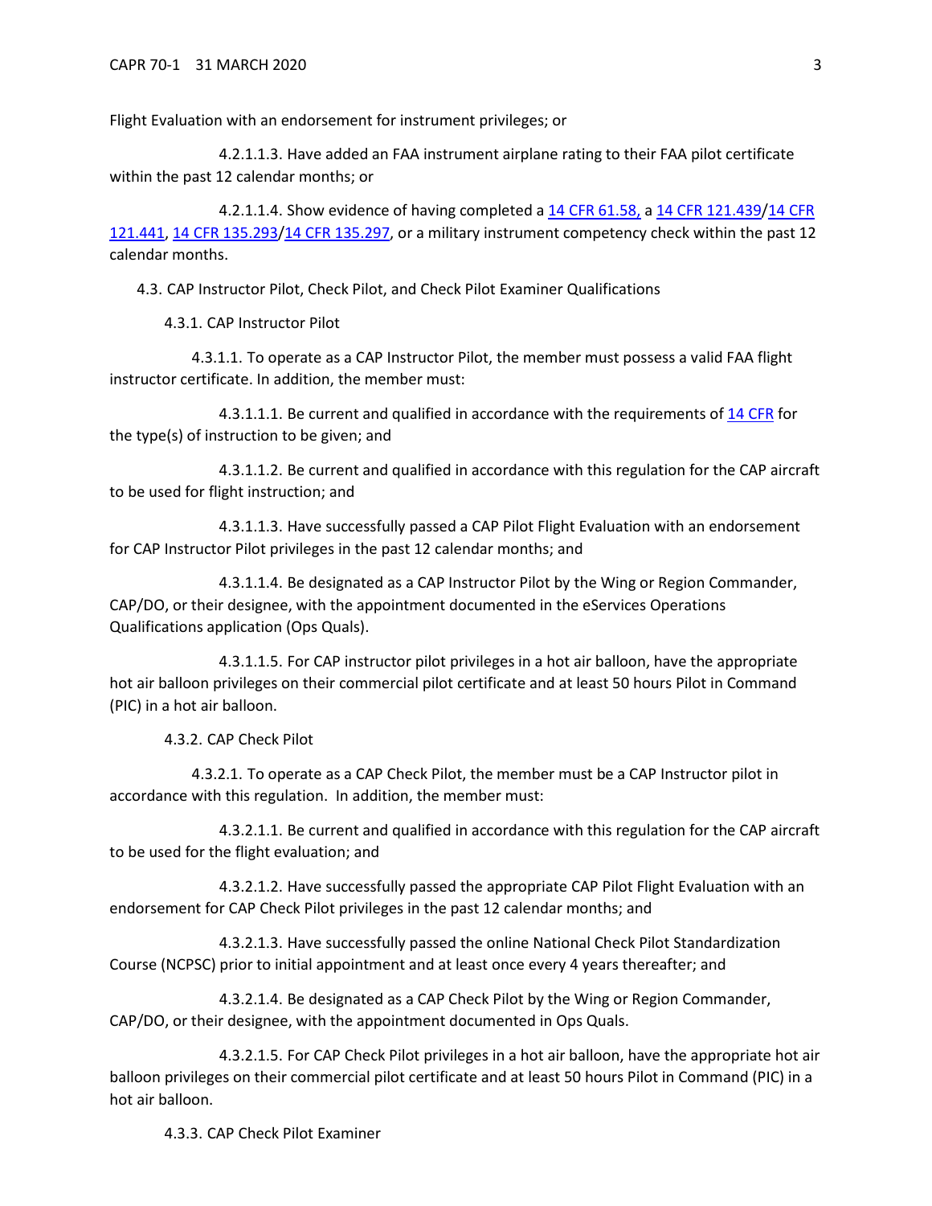Flight Evaluation with an endorsement for instrument privileges; or

4.2.1.1.3. Have added an FAA instrument airplane rating to their FAA pilot certificate within the past 12 calendar months; or

4.2.1.1.4. Show evidence of having completed a 14 CFR 61.58, a 14 CFR 121.439/14 CFR 121.441, 14 CFR 135.293/14 CFR 135.297, or a military instrument competency check within the past 12 calendar months.

4.3. CAP Instructor Pilot, Check Pilot, and Check Pilot Examiner Qualifications

4.3.1. CAP Instructor Pilot

4.3.1.1. To operate as a CAP Instructor Pilot, the member must possess a valid FAA flight instructor certificate. In addition, the member must:

4.3.1.1.1. Be current and qualified in accordance with the requirements of 14 CFR for the type(s) of instruction to be given; and

4.3.1.1.2. Be current and qualified in accordance with this regulation for the CAP aircraft to be used for flight instruction; and

4.3.1.1.3. Have successfully passed a CAP Pilot Flight Evaluation with an endorsement for CAP Instructor Pilot privileges in the past 12 calendar months; and

4.3.1.1.4. Be designated as a CAP Instructor Pilot by the Wing or Region Commander, CAP/DO, or their designee, with the appointment documented in the eServices Operations Qualifications application (Ops Quals).

4.3.1.1.5. For CAP instructor pilot privileges in a hot air balloon, have the appropriate hot air balloon privileges on their commercial pilot certificate and at least 50 hours Pilot in Command (PIC) in a hot air balloon.

4.3.2. CAP Check Pilot

4.3.2.1. To operate as a CAP Check Pilot, the member must be a CAP Instructor pilot in accordance with this regulation. In addition, the member must:

4.3.2.1.1. Be current and qualified in accordance with this regulation for the CAP aircraft to be used for the flight evaluation; and

4.3.2.1.2. Have successfully passed the appropriate CAP Pilot Flight Evaluation with an endorsement for CAP Check Pilot privileges in the past 12 calendar months; and

4.3.2.1.3. Have successfully passed the online National Check Pilot Standardization Course (NCPSC) prior to initial appointment and at least once every 4 years thereafter; and

4.3.2.1.4. Be designated as a CAP Check Pilot by the Wing or Region Commander, CAP/DO, or their designee, with the appointment documented in Ops Quals.

4.3.2.1.5. For CAP Check Pilot privileges in a hot air balloon, have the appropriate hot air balloon privileges on their commercial pilot certificate and at least 50 hours Pilot in Command (PIC) in a hot air balloon.

4.3.3. CAP Check Pilot Examiner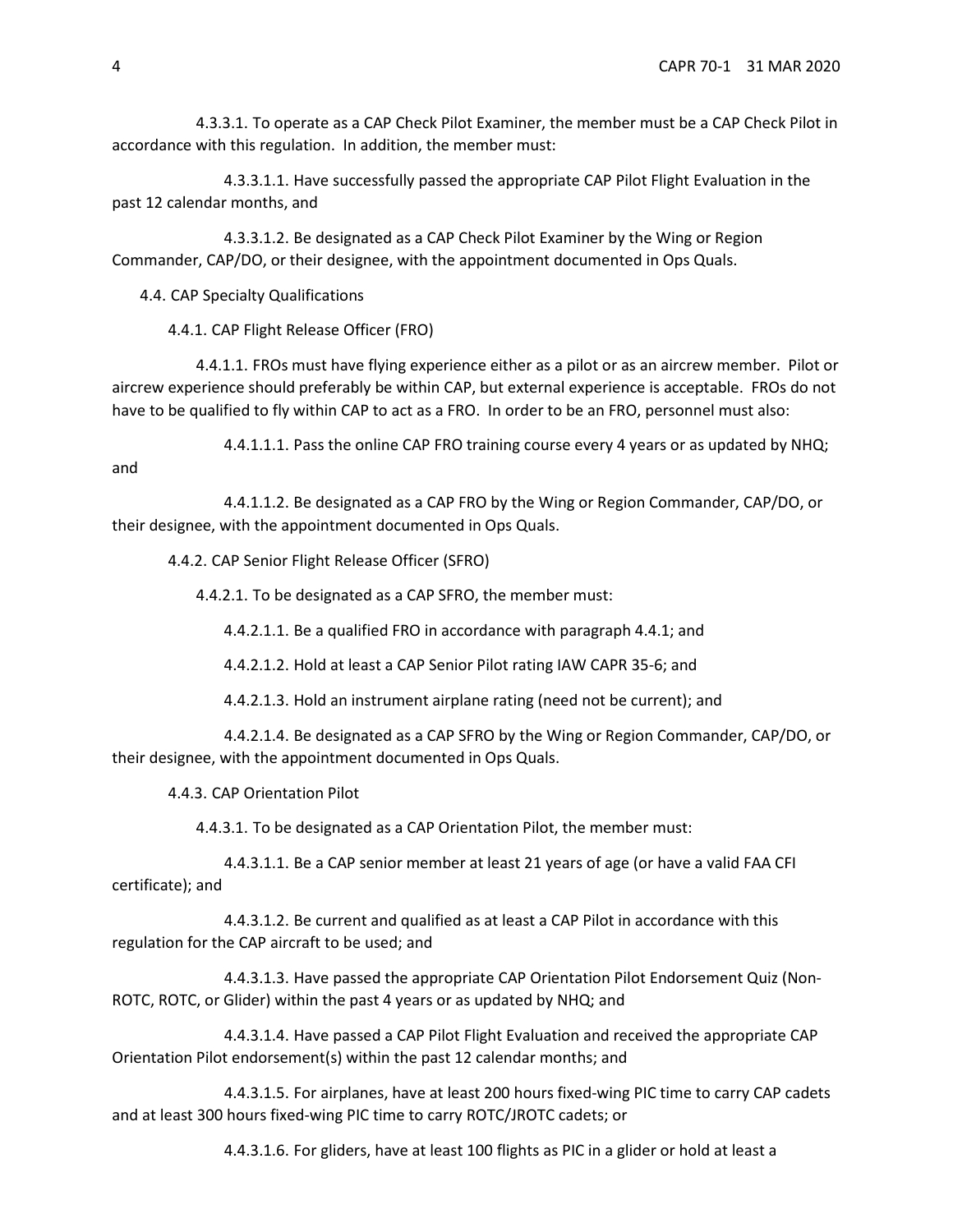4.3.3.1. To operate as a CAP Check Pilot Examiner, the member must be a CAP Check Pilot in accordance with this regulation. In addition, the member must:

4.3.3.1.1. Have successfully passed the appropriate CAP Pilot Flight Evaluation in the past 12 calendar months, and

4.3.3.1.2. Be designated as a CAP Check Pilot Examiner by the Wing or Region Commander, CAP/DO, or their designee, with the appointment documented in Ops Quals.

4.4. CAP Specialty Qualifications

4.4.1. CAP Flight Release Officer (FRO)

4.4.1.1. FROs must have flying experience either as a pilot or as an aircrew member. Pilot or aircrew experience should preferably be within CAP, but external experience is acceptable. FROs do not have to be qualified to fly within CAP to act as a FRO. In order to be an FRO, personnel must also:

4.4.1.1.1. Pass the online CAP FRO training course every 4 years or as updated by NHQ; and

4.4.1.1.2. Be designated as a CAP FRO by the Wing or Region Commander, CAP/DO, or their designee, with the appointment documented in Ops Quals.

4.4.2. CAP Senior Flight Release Officer (SFRO)

4.4.2.1. To be designated as a CAP SFRO, the member must:

4.4.2.1.1. Be a qualified FRO in accordance with paragraph 4.4.1; and

4.4.2.1.2. Hold at least a CAP Senior Pilot rating IAW CAPR 35-6; and

4.4.2.1.3. Hold an instrument airplane rating (need not be current); and

4.4.2.1.4. Be designated as a CAP SFRO by the Wing or Region Commander, CAP/DO, or their designee, with the appointment documented in Ops Quals.

4.4.3. CAP Orientation Pilot

4.4.3.1. To be designated as a CAP Orientation Pilot, the member must:

4.4.3.1.1. Be a CAP senior member at least 21 years of age (or have a valid FAA CFI certificate); and

4.4.3.1.2. Be current and qualified as at least a CAP Pilot in accordance with this regulation for the CAP aircraft to be used; and

4.4.3.1.3. Have passed the appropriate CAP Orientation Pilot Endorsement Quiz (Non-ROTC, ROTC, or Glider) within the past 4 years or as updated by NHQ; and

4.4.3.1.4. Have passed a CAP Pilot Flight Evaluation and received the appropriate CAP Orientation Pilot endorsement(s) within the past 12 calendar months; and

4.4.3.1.5. For airplanes, have at least 200 hours fixed-wing PIC time to carry CAP cadets and at least 300 hours fixed-wing PIC time to carry ROTC/JROTC cadets; or

4.4.3.1.6. For gliders, have at least 100 flights as PIC in a glider or hold at least a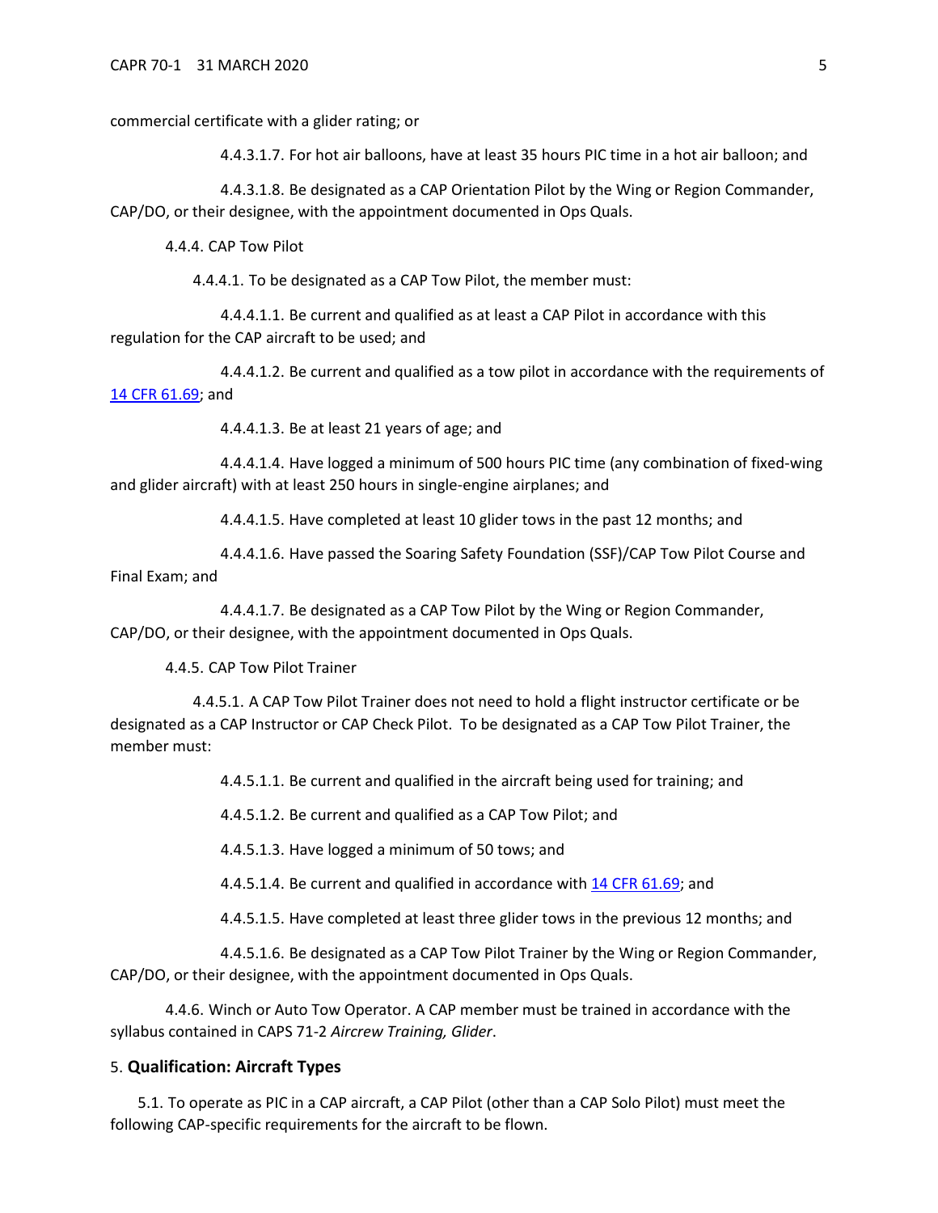commercial certificate with a glider rating; or

4.4.3.1.7. For hot air balloons, have at least 35 hours PIC time in a hot air balloon; and

4.4.3.1.8. Be designated as a CAP Orientation Pilot by the Wing or Region Commander, CAP/DO, or their designee, with the appointment documented in Ops Quals.

4.4.4. CAP Tow Pilot

4.4.4.1. To be designated as a CAP Tow Pilot, the member must:

4.4.4.1.1. Be current and qualified as at least a CAP Pilot in accordance with this regulation for the CAP aircraft to be used; and

4.4.4.1.2. Be current and qualified as a tow pilot in accordance with the requirements of 14 CFR 61.69; and

4.4.4.1.3. Be at least 21 years of age; and

4.4.4.1.4. Have logged a minimum of 500 hours PIC time (any combination of fixed-wing and glider aircraft) with at least 250 hours in single-engine airplanes; and

4.4.4.1.5. Have completed at least 10 glider tows in the past 12 months; and

4.4.4.1.6. Have passed the Soaring Safety Foundation (SSF)/CAP Tow Pilot Course and Final Exam; and

4.4.4.1.7. Be designated as a CAP Tow Pilot by the Wing or Region Commander, CAP/DO, or their designee, with the appointment documented in Ops Quals.

4.4.5. CAP Tow Pilot Trainer

4.4.5.1. A CAP Tow Pilot Trainer does not need to hold a flight instructor certificate or be designated as a CAP Instructor or CAP Check Pilot. To be designated as a CAP Tow Pilot Trainer, the member must:

4.4.5.1.1. Be current and qualified in the aircraft being used for training; and

4.4.5.1.2. Be current and qualified as a CAP Tow Pilot; and

4.4.5.1.3. Have logged a minimum of 50 tows; and

4.4.5.1.4. Be current and qualified in accordance with 14 CFR 61.69; and

4.4.5.1.5. Have completed at least three glider tows in the previous 12 months; and

4.4.5.1.6. Be designated as a CAP Tow Pilot Trainer by the Wing or Region Commander, CAP/DO, or their designee, with the appointment documented in Ops Quals.

4.4.6. Winch or Auto Tow Operator. A CAP member must be trained in accordance with the syllabus contained in CAPS 71-2 *Aircrew Training, Glider*.

## 5. **Qualification: Aircraft Types**

5.1. To operate as PIC in a CAP aircraft, a CAP Pilot (other than a CAP Solo Pilot) must meet the following CAP-specific requirements for the aircraft to be flown.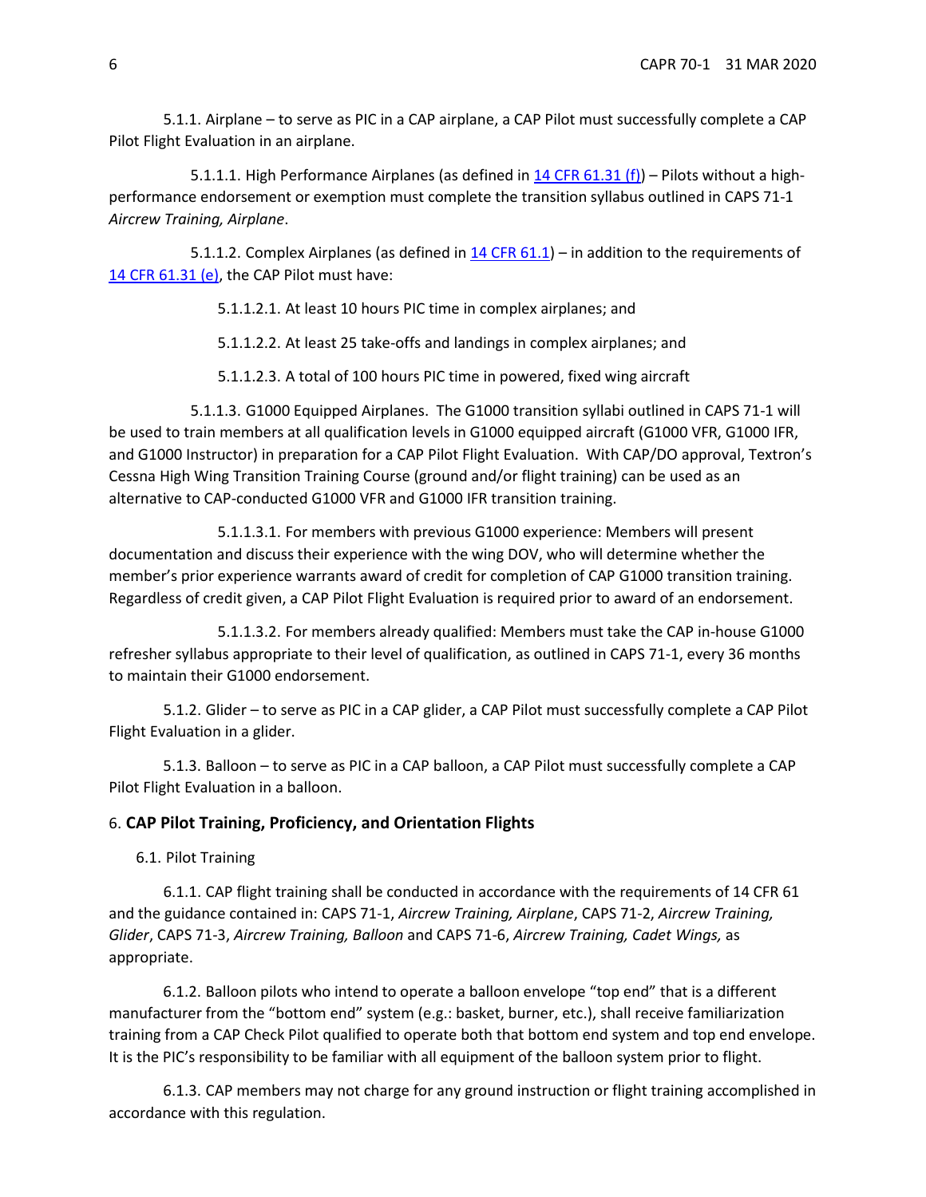5.1.1. Airplane – to serve as PIC in a CAP airplane, a CAP Pilot must successfully complete a CAP Pilot Flight Evaluation in an airplane.

5.1.1.1. High Performance Airplanes (as defined in 14 CFR 61.31 (f)) – Pilots without a high-performance endorsement or exemption must complete the transition syllabus outlined in CAPS 71-1 *Aircrew Training, Airplane*.

5.1.1.2. Complex Airplanes (as defined in 14 CFR 61.1) – in addition to the requirements of 14 CFR 61.31 (e), the CAP Pilot must have:

5.1.1.2.1. At least 10 hours PIC time in complex airplanes; and

5.1.1.2.2. At least 25 take-offs and landings in complex airplanes; and

5.1.1.2.3. A total of 100 hours PIC time in powered, fixed wing aircraft

5.1.1.3. G1000 Equipped Airplanes. The G1000 transition syllabi outlined in CAPS 71-1 will be used to train members at all qualification levels in G1000 equipped aircraft (G1000 VFR, G1000 IFR, and G1000 Instructor) in preparation for a CAP Pilot Flight Evaluation. With CAP/DO approval, Textron's Cessna High Wing Transition Training Course (ground and/or flight training) can be used as an alternative to CAP-conducted G1000 VFR and G1000 IFR transition training.

5.1.1.3.1. For members with previous G1000 experience: Members will present documentation and discuss their experience with the wing DOV, who will determine whether the member's prior experience warrants award of credit for completion of CAP G1000 transition training. Regardless of credit given, a CAP Pilot Flight Evaluation is required prior to award of an endorsement.

5.1.1.3.2. For members already qualified: Members must take the CAP in-house G1000 refresher syllabus appropriate to their level of qualification, as outlined in CAPS 71-1, every 36 months to maintain their G1000 endorsement.

5.1.2. Glider – to serve as PIC in a CAP glider, a CAP Pilot must successfully complete a CAP Pilot Flight Evaluation in a glider.

5.1.3. Balloon – to serve as PIC in a CAP balloon, a CAP Pilot must successfully complete a CAP Pilot Flight Evaluation in a balloon.

## 6. **CAP Pilot Training, Proficiency, and Orientation Flights**

6.1. Pilot Training

6.1.1. CAP flight training shall be conducted in accordance with the requirements of 14 CFR 61 and the guidance contained in: CAPS 71-1, *Aircrew Training, Airplane*, CAPS 71-2, *Aircrew Training, Glider*, CAPS 71-3, *Aircrew Training, Balloon* and CAPS 71-6, *Aircrew Training, Cadet Wings,* as appropriate.

6.1.2. Balloon pilots who intend to operate a balloon envelope "top end" that is a different manufacturer from the "bottom end" system (e.g.: basket, burner, etc.), shall receive familiarization training from a CAP Check Pilot qualified to operate both that bottom end system and top end envelope. It is the PIC's responsibility to be familiar with all equipment of the balloon system prior to flight.

6.1.3. CAP members may not charge for any ground instruction or flight training accomplished in accordance with this regulation.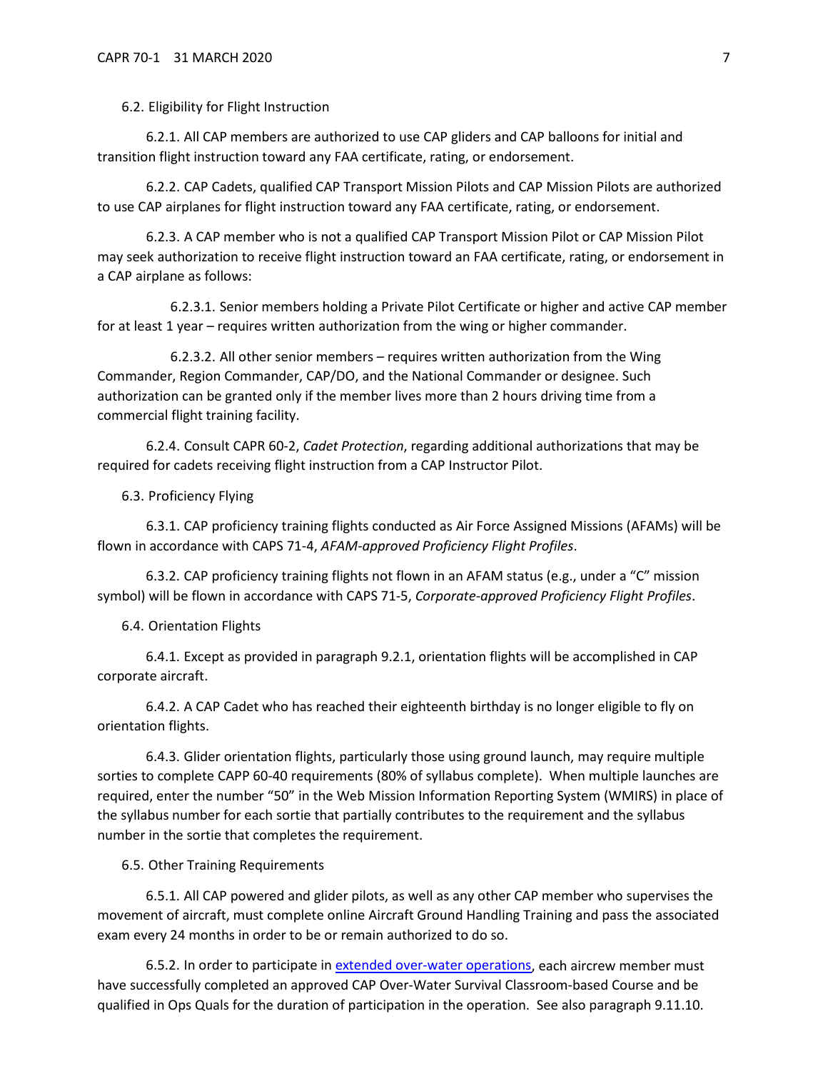6.2. Eligibility for Flight Instruction

6.2.1. All CAP members are authorized to use CAP gliders and CAP balloons for initial and transition flight instruction toward any FAA certificate, rating, or endorsement.

6.2.2. CAP Cadets, qualified CAP Transport Mission Pilots and CAP Mission Pilots are authorized to use CAP airplanes for flight instruction toward any FAA certificate, rating, or endorsement.

6.2.3. A CAP member who is not a qualified CAP Transport Mission Pilot or CAP Mission Pilot may seek authorization to receive flight instruction toward an FAA certificate, rating, or endorsement in a CAP airplane as follows:

6.2.3.1. Senior members holding a Private Pilot Certificate or higher and active CAP member for at least 1 year – requires written authorization from the wing or higher commander.

6.2.3.2. All other senior members – requires written authorization from the Wing Commander, Region Commander, CAP/DO, and the National Commander or designee. Such authorization can be granted only if the member lives more than 2 hours driving time from a commercial flight training facility.

6.2.4. Consult CAPR 60-2, *Cadet Protection*, regarding additional authorizations that may be required for cadets receiving flight instruction from a CAP Instructor Pilot.

6.3. Proficiency Flying

6.3.1. CAP proficiency training flights conducted as Air Force Assigned Missions (AFAMs) will be flown in accordance with CAPS 71-4, *AFAM-approved Proficiency Flight Profiles*.

6.3.2. CAP proficiency training flights not flown in an AFAM status (e.g., under a "C" mission symbol) will be flown in accordance with CAPS 71-5, *Corporate-approved Proficiency Flight Profiles*.

6.4. Orientation Flights

6.4.1. Except as provided in paragraph 9.2.1, orientation flights will be accomplished in CAP corporate aircraft.

6.4.2. A CAP Cadet who has reached their eighteenth birthday is no longer eligible to fly on orientation flights.

6.4.3. Glider orientation flights, particularly those using ground launch, may require multiple sorties to complete CAPP 60-40 requirements (80% of syllabus complete). When multiple launches are required, enter the number "50" in the Web Mission Information Reporting System (WMIRS) in place of the syllabus number for each sortie that partially contributes to the requirement and the syllabus number in the sortie that completes the requirement.

6.5. Other Training Requirements

6.5.1. All CAP powered and glider pilots, as well as any other CAP member who supervises the movement of aircraft, must complete online Aircraft Ground Handling Training and pass the associated exam every 24 months in order to be or remain authorized to do so.

6.5.2. In order to participate in extended over-water operations, each aircrew member must have successfully completed an approved CAP Over-Water Survival Classroom-based Course and be qualified in Ops Quals for the duration of participation in the operation. See also paragraph 9.11.10.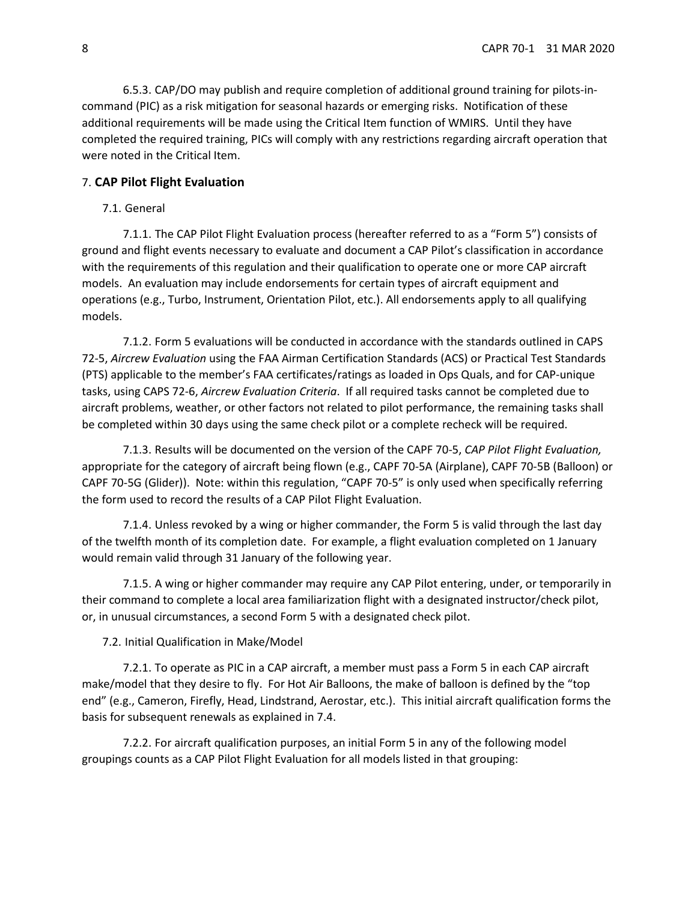6.5.3. CAP/DO may publish and require completion of additional ground training for pilots-in-command (PIC) as a risk mitigation for seasonal hazards or emerging risks. Notification of these additional requirements will be made using the Critical Item function of WMIRS. Until they have completed the required training, PICs will comply with any restrictions regarding aircraft operation that were noted in the Critical Item.

## 7. **CAP Pilot Flight Evaluation**

### 7.1. General

7.1.1. The CAP Pilot Flight Evaluation process (hereafter referred to as a "Form 5") consists of ground and flight events necessary to evaluate and document a CAP Pilot's classification in accordance with the requirements of this regulation and their qualification to operate one or more CAP aircraft models. An evaluation may include endorsements for certain types of aircraft equipment and operations (e.g., Turbo, Instrument, Orientation Pilot, etc.). All endorsements apply to all qualifying models.

7.1.2. Form 5 evaluations will be conducted in accordance with the standards outlined in CAPS 72-5, *Aircrew Evaluation* using the FAA Airman Certification Standards (ACS) or Practical Test Standards (PTS) applicable to the member's FAA certificates/ratings as loaded in Ops Quals, and for CAP-unique tasks, using CAPS 72-6, *Aircrew Evaluation Criteria*. If all required tasks cannot be completed due to aircraft problems, weather, or other factors not related to pilot performance, the remaining tasks shall be completed within 30 days using the same check pilot or a complete recheck will be required.

7.1.3. Results will be documented on the version of the CAPF 70-5, *CAP Pilot Flight Evaluation,* appropriate for the category of aircraft being flown (e.g., CAPF 70-5A (Airplane), CAPF 70-5B (Balloon) or CAPF 70-5G (Glider)). Note: within this regulation, "CAPF 70-5" is only used when specifically referring the form used to record the results of a CAP Pilot Flight Evaluation.

7.1.4. Unless revoked by a wing or higher commander, the Form 5 is valid through the last day of the twelfth month of its completion date. For example, a flight evaluation completed on 1 January would remain valid through 31 January of the following year.

7.1.5. A wing or higher commander may require any CAP Pilot entering, under, or temporarily in their command to complete a local area familiarization flight with a designated instructor/check pilot, or, in unusual circumstances, a second Form 5 with a designated check pilot.

### 7.2. Initial Qualification in Make/Model

7.2.1. To operate as PIC in a CAP aircraft, a member must pass a Form 5 in each CAP aircraft make/model that they desire to fly. For Hot Air Balloons, the make of balloon is defined by the "top end" (e.g., Cameron, Firefly, Head, Lindstrand, Aerostar, etc.). This initial aircraft qualification forms the basis for subsequent renewals as explained in 7.4.

7.2.2. For aircraft qualification purposes, an initial Form 5 in any of the following model groupings counts as a CAP Pilot Flight Evaluation for all models listed in that grouping: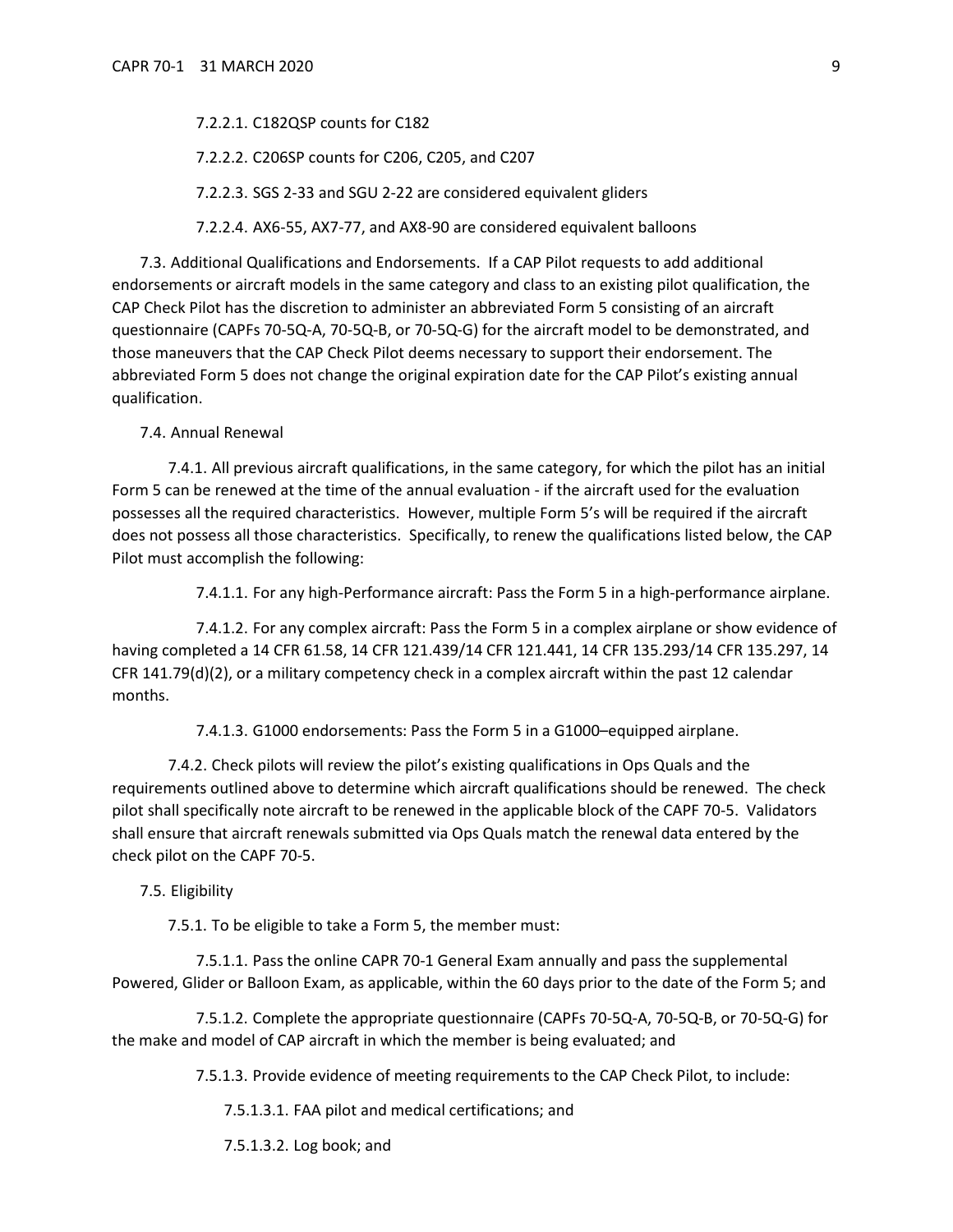7.2.2.1. C182QSP counts for C182

7.2.2.2. C206SP counts for C206, C205, and C207

7.2.2.3. SGS 2-33 and SGU 2-22 are considered equivalent gliders

7.2.2.4. AX6-55, AX7-77, and AX8-90 are considered equivalent balloons

7.3. Additional Qualifications and Endorsements. If a CAP Pilot requests to add additional endorsements or aircraft models in the same category and class to an existing pilot qualification, the CAP Check Pilot has the discretion to administer an abbreviated Form 5 consisting of an aircraft questionnaire (CAPFs 70-5Q-A, 70-5Q-B, or 70-5Q-G) for the aircraft model to be demonstrated, and those maneuvers that the CAP Check Pilot deems necessary to support their endorsement. The abbreviated Form 5 does not change the original expiration date for the CAP Pilot's existing annual qualification.

7.4. Annual Renewal

7.4.1. All previous aircraft qualifications, in the same category, for which the pilot has an initial Form 5 can be renewed at the time of the annual evaluation - if the aircraft used for the evaluation possesses all the required characteristics. However, multiple Form 5's will be required if the aircraft does not possess all those characteristics. Specifically, to renew the qualifications listed below, the CAP Pilot must accomplish the following:

7.4.1.1. For any high-Performance aircraft: Pass the Form 5 in a high-performance airplane.

7.4.1.2. For any complex aircraft: Pass the Form 5 in a complex airplane or show evidence of having completed a 14 CFR 61.58, 14 CFR 121.439/14 CFR 121.441, 14 CFR 135.293/14 CFR 135.297, 14 CFR 141.79(d)(2), or a military competency check in a complex aircraft within the past 12 calendar months.

7.4.1.3. G1000 endorsements: Pass the Form 5 in a G1000–equipped airplane.

7.4.2. Check pilots will review the pilot's existing qualifications in Ops Quals and the requirements outlined above to determine which aircraft qualifications should be renewed. The check pilot shall specifically note aircraft to be renewed in the applicable block of the CAPF 70-5. Validators shall ensure that aircraft renewals submitted via Ops Quals match the renewal data entered by the check pilot on the CAPF 70-5.

7.5. Eligibility

7.5.1. To be eligible to take a Form 5, the member must:

7.5.1.1. Pass the online CAPR 70-1 General Exam annually and pass the supplemental Powered, Glider or Balloon Exam, as applicable, within the 60 days prior to the date of the Form 5; and

7.5.1.2. Complete the appropriate questionnaire (CAPFs 70-5Q-A, 70-5Q-B, or 70-5Q-G) for the make and model of CAP aircraft in which the member is being evaluated; and

7.5.1.3. Provide evidence of meeting requirements to the CAP Check Pilot, to include:

7.5.1.3.1. FAA pilot and medical certifications; and

7.5.1.3.2. Log book; and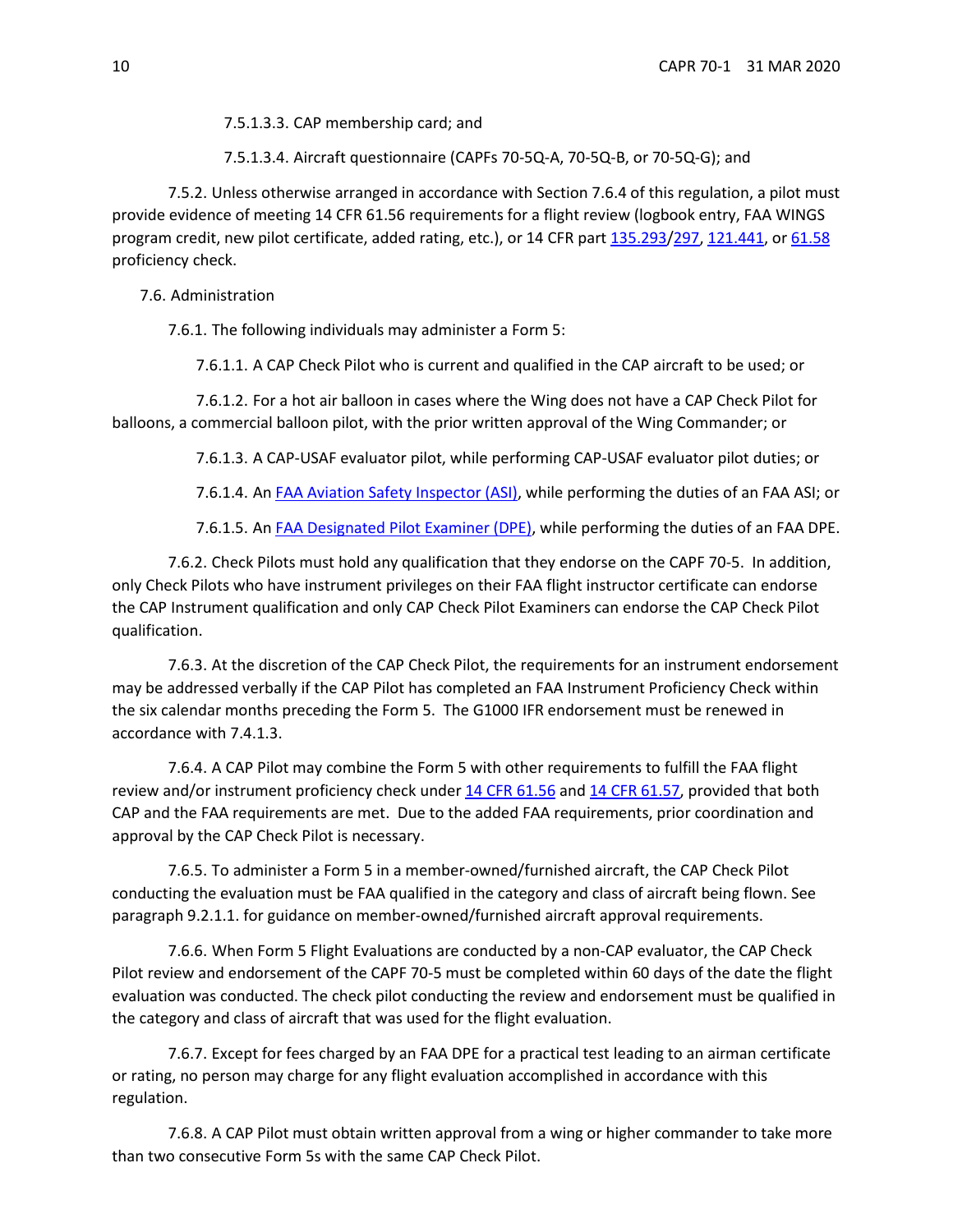7.5.1.3.3. CAP membership card; and

7.5.1.3.4. Aircraft questionnaire (CAPFs 70-5Q-A, 70-5Q-B, or 70-5Q-G); and

7.5.2. Unless otherwise arranged in accordance with Section 7.6.4 of this regulation, a pilot must provide evidence of meeting 14 CFR 61.56 requirements for a flight review (logbook entry, FAA WINGS program credit, new pilot certificate, added rating, etc.), or 14 CFR part 135.293/297, 121.441, or 61.58 proficiency check.

7.6. Administration

7.6.1. The following individuals may administer a Form 5:

7.6.1.1. A CAP Check Pilot who is current and qualified in the CAP aircraft to be used; or

7.6.1.2. For a hot air balloon in cases where the Wing does not have a CAP Check Pilot for balloons, a commercial balloon pilot, with the prior written approval of the Wing Commander; or

7.6.1.3. A CAP-USAF evaluator pilot, while performing CAP-USAF evaluator pilot duties; or

7.6.1.4. An FAA Aviation Safety Inspector (ASI), while performing the duties of an FAA ASI; or

7.6.1.5. An FAA Designated Pilot Examiner (DPE), while performing the duties of an FAA DPE.

7.6.2. Check Pilots must hold any qualification that they endorse on the CAPF 70-5. In addition, only Check Pilots who have instrument privileges on their FAA flight instructor certificate can endorse the CAP Instrument qualification and only CAP Check Pilot Examiners can endorse the CAP Check Pilot qualification.

7.6.3. At the discretion of the CAP Check Pilot, the requirements for an instrument endorsement may be addressed verbally if the CAP Pilot has completed an FAA Instrument Proficiency Check within the six calendar months preceding the Form 5. The G1000 IFR endorsement must be renewed in accordance with 7.4.1.3.

7.6.4. A CAP Pilot may combine the Form 5 with other requirements to fulfill the FAA flight review and/or instrument proficiency check under 14 CFR 61.56 and 14 CFR 61.57, provided that both CAP and the FAA requirements are met. Due to the added FAA requirements, prior coordination and approval by the CAP Check Pilot is necessary.

7.6.5. To administer a Form 5 in a member-owned/furnished aircraft, the CAP Check Pilot conducting the evaluation must be FAA qualified in the category and class of aircraft being flown. See paragraph 9.2.1.1. for guidance on member-owned/furnished aircraft approval requirements.

7.6.6. When Form 5 Flight Evaluations are conducted by a non-CAP evaluator, the CAP Check Pilot review and endorsement of the CAPF 70-5 must be completed within 60 days of the date the flight evaluation was conducted. The check pilot conducting the review and endorsement must be qualified in the category and class of aircraft that was used for the flight evaluation.

7.6.7. Except for fees charged by an FAA DPE for a practical test leading to an airman certificate or rating, no person may charge for any flight evaluation accomplished in accordance with this regulation.

7.6.8. A CAP Pilot must obtain written approval from a wing or higher commander to take more than two consecutive Form 5s with the same CAP Check Pilot.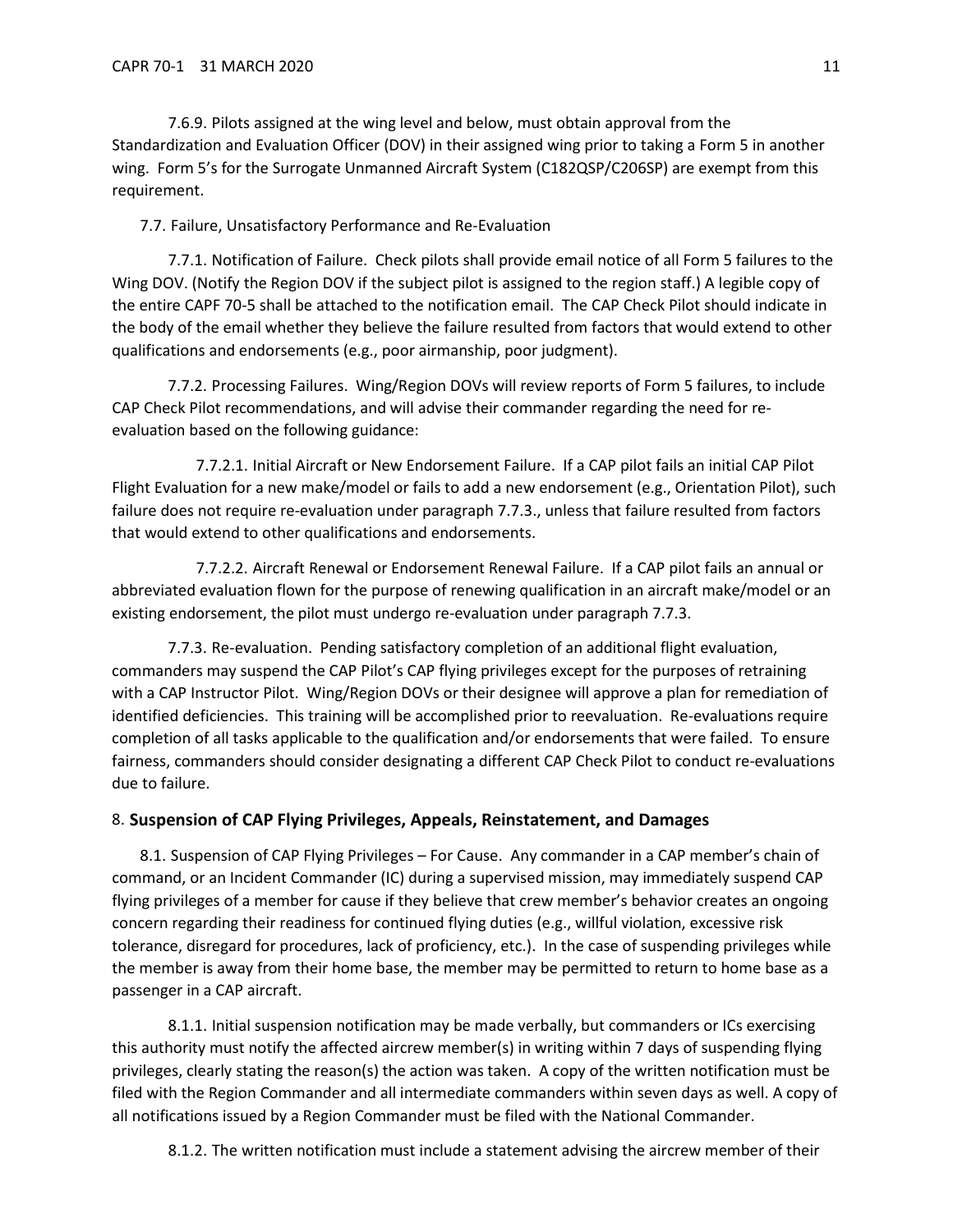7.6.9. Pilots assigned at the wing level and below, must obtain approval from the Standardization and Evaluation Officer (DOV) in their assigned wing prior to taking a Form 5 in another wing. Form 5's for the Surrogate Unmanned Aircraft System (C182QSP/C206SP) are exempt from this requirement.

7.7. Failure, Unsatisfactory Performance and Re-Evaluation

7.7.1. Notification of Failure. Check pilots shall provide email notice of all Form 5 failures to the Wing DOV. (Notify the Region DOV if the subject pilot is assigned to the region staff.) A legible copy of the entire CAPF 70-5 shall be attached to the notification email. The CAP Check Pilot should indicate in the body of the email whether they believe the failure resulted from factors that would extend to other qualifications and endorsements (e.g., poor airmanship, poor judgment).

7.7.2. Processing Failures. Wing/Region DOVs will review reports of Form 5 failures, to include CAP Check Pilot recommendations, and will advise their commander regarding the need for re-evaluation based on the following guidance:

7.7.2.1. Initial Aircraft or New Endorsement Failure. If a CAP pilot fails an initial CAP Pilot Flight Evaluation for a new make/model or fails to add a new endorsement (e.g., Orientation Pilot), such failure does not require re-evaluation under paragraph 7.7.3., unless that failure resulted from factors that would extend to other qualifications and endorsements.

7.7.2.2. Aircraft Renewal or Endorsement Renewal Failure. If a CAP pilot fails an annual or abbreviated evaluation flown for the purpose of renewing qualification in an aircraft make/model or an existing endorsement, the pilot must undergo re-evaluation under paragraph 7.7.3.

7.7.3. Re-evaluation. Pending satisfactory completion of an additional flight evaluation, commanders may suspend the CAP Pilot's CAP flying privileges except for the purposes of retraining with a CAP Instructor Pilot. Wing/Region DOVs or their designee will approve a plan for remediation of identified deficiencies. This training will be accomplished prior to reevaluation. Re-evaluations require completion of all tasks applicable to the qualification and/or endorsements that were failed. To ensure fairness, commanders should consider designating a different CAP Check Pilot to conduct re-evaluations due to failure.

## 8. **Suspension of CAP Flying Privileges, Appeals, Reinstatement, and Damages**

8.1. Suspension of CAP Flying Privileges – For Cause. Any commander in a CAP member's chain of command, or an Incident Commander (IC) during a supervised mission, may immediately suspend CAP flying privileges of a member for cause if they believe that crew member's behavior creates an ongoing concern regarding their readiness for continued flying duties (e.g., willful violation, excessive risk tolerance, disregard for procedures, lack of proficiency, etc.). In the case of suspending privileges while the member is away from their home base, the member may be permitted to return to home base as a passenger in a CAP aircraft.

8.1.1. Initial suspension notification may be made verbally, but commanders or ICs exercising this authority must notify the affected aircrew member(s) in writing within 7 days of suspending flying privileges, clearly stating the reason(s) the action was taken. A copy of the written notification must be filed with the Region Commander and all intermediate commanders within seven days as well. A copy of all notifications issued by a Region Commander must be filed with the National Commander.

8.1.2. The written notification must include a statement advising the aircrew member of their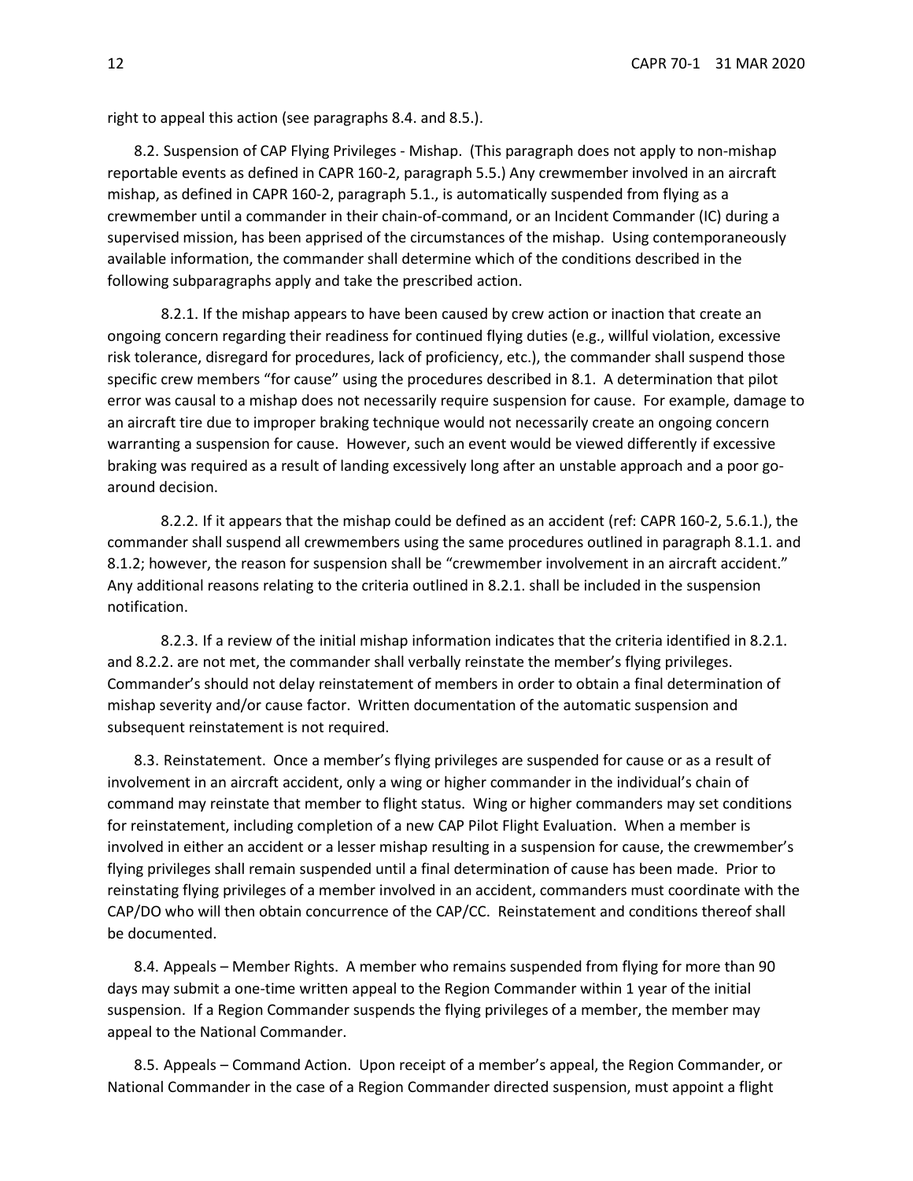right to appeal this action (see paragraphs 8.4. and 8.5.).

8.2. Suspension of CAP Flying Privileges - Mishap. (This paragraph does not apply to non-mishap reportable events as defined in CAPR 160-2, paragraph 5.5.) Any crewmember involved in an aircraft mishap, as defined in CAPR 160-2, paragraph 5.1., is automatically suspended from flying as a crewmember until a commander in their chain-of-command, or an Incident Commander (IC) during a supervised mission, has been apprised of the circumstances of the mishap. Using contemporaneously available information, the commander shall determine which of the conditions described in the following subparagraphs apply and take the prescribed action.

8.2.1. If the mishap appears to have been caused by crew action or inaction that create an ongoing concern regarding their readiness for continued flying duties (e.g., willful violation, excessive risk tolerance, disregard for procedures, lack of proficiency, etc.), the commander shall suspend those specific crew members "for cause" using the procedures described in 8.1. A determination that pilot error was causal to a mishap does not necessarily require suspension for cause. For example, damage to an aircraft tire due to improper braking technique would not necessarily create an ongoing concern warranting a suspension for cause. However, such an event would be viewed differently if excessive braking was required as a result of landing excessively long after an unstable approach and a poor go-around decision.

8.2.2. If it appears that the mishap could be defined as an accident (ref: CAPR 160-2, 5.6.1.), the commander shall suspend all crewmembers using the same procedures outlined in paragraph 8.1.1. and 8.1.2; however, the reason for suspension shall be "crewmember involvement in an aircraft accident." Any additional reasons relating to the criteria outlined in 8.2.1. shall be included in the suspension notification.

8.2.3. If a review of the initial mishap information indicates that the criteria identified in 8.2.1. and 8.2.2. are not met, the commander shall verbally reinstate the member's flying privileges. Commander's should not delay reinstatement of members in order to obtain a final determination of mishap severity and/or cause factor. Written documentation of the automatic suspension and subsequent reinstatement is not required.

8.3. Reinstatement. Once a member's flying privileges are suspended for cause or as a result of involvement in an aircraft accident, only a wing or higher commander in the individual's chain of command may reinstate that member to flight status. Wing or higher commanders may set conditions for reinstatement, including completion of a new CAP Pilot Flight Evaluation. When a member is involved in either an accident or a lesser mishap resulting in a suspension for cause, the crewmember's flying privileges shall remain suspended until a final determination of cause has been made. Prior to reinstating flying privileges of a member involved in an accident, commanders must coordinate with the CAP/DO who will then obtain concurrence of the CAP/CC. Reinstatement and conditions thereof shall be documented.

8.4. Appeals – Member Rights. A member who remains suspended from flying for more than 90 days may submit a one-time written appeal to the Region Commander within 1 year of the initial suspension. If a Region Commander suspends the flying privileges of a member, the member may appeal to the National Commander.

8.5. Appeals – Command Action. Upon receipt of a member's appeal, the Region Commander, or National Commander in the case of a Region Commander directed suspension, must appoint a flight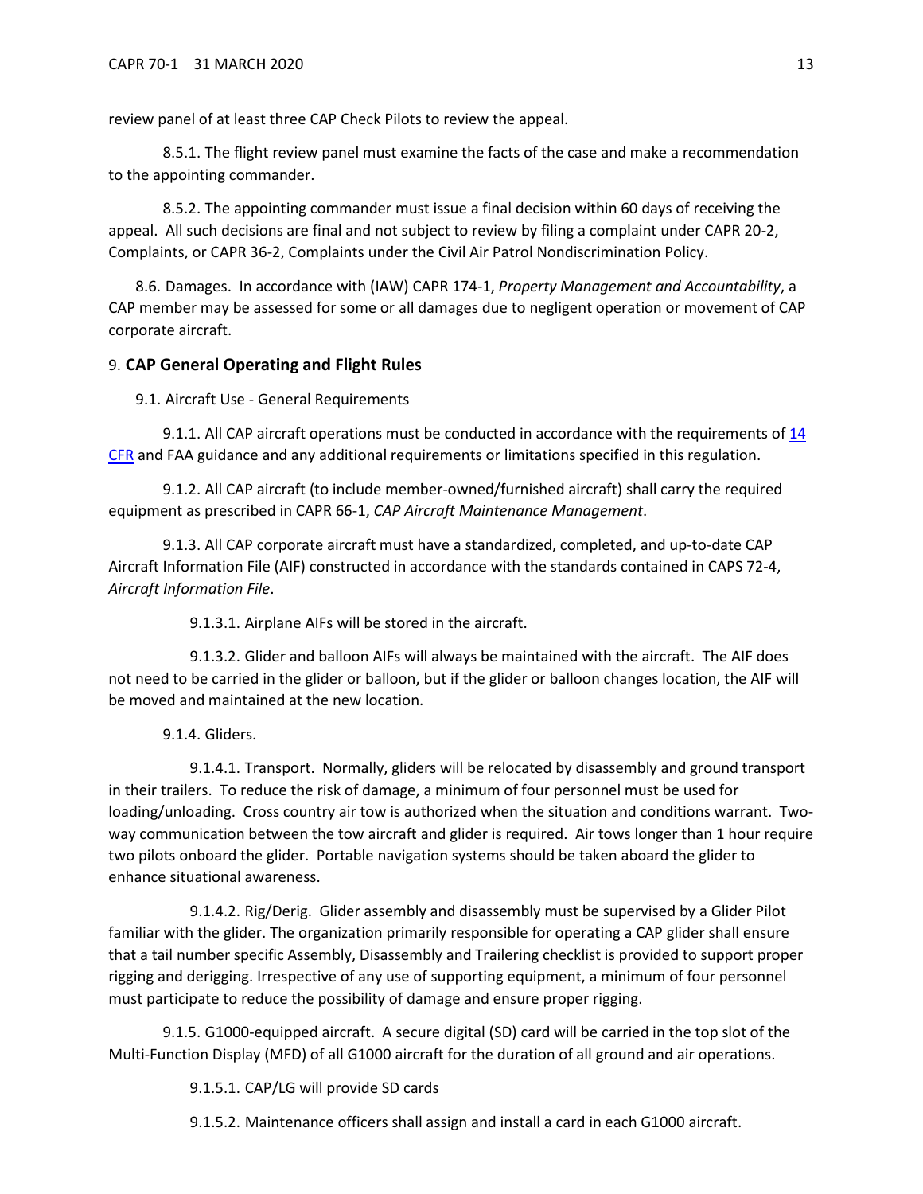review panel of at least three CAP Check Pilots to review the appeal.

8.5.1. The flight review panel must examine the facts of the case and make a recommendation to the appointing commander.

8.5.2. The appointing commander must issue a final decision within 60 days of receiving the appeal. All such decisions are final and not subject to review by filing a complaint under CAPR 20-2, Complaints, or CAPR 36-2, Complaints under the Civil Air Patrol Nondiscrimination Policy.

8.6. Damages. In accordance with (IAW) CAPR 174-1, *Property Management and Accountability*, a CAP member may be assessed for some or all damages due to negligent operation or movement of CAP corporate aircraft.

## 9. **CAP General Operating and Flight Rules**

9.1. Aircraft Use - General Requirements

9.1.1. All CAP aircraft operations must be conducted in accordance with the requirements of 14 CFR and FAA guidance and any additional requirements or limitations specified in this regulation.

9.1.2. All CAP aircraft (to include member-owned/furnished aircraft) shall carry the required equipment as prescribed in CAPR 66-1, *CAP Aircraft Maintenance Management*.

9.1.3. All CAP corporate aircraft must have a standardized, completed, and up-to-date CAP Aircraft Information File (AIF) constructed in accordance with the standards contained in CAPS 72-4, *Aircraft Information File*.

9.1.3.1. Airplane AIFs will be stored in the aircraft.

9.1.3.2. Glider and balloon AIFs will always be maintained with the aircraft. The AIF does not need to be carried in the glider or balloon, but if the glider or balloon changes location, the AIF will be moved and maintained at the new location.

9.1.4. Gliders.

9.1.4.1. Transport. Normally, gliders will be relocated by disassembly and ground transport in their trailers. To reduce the risk of damage, a minimum of four personnel must be used for loading/unloading. Cross country air tow is authorized when the situation and conditions warrant. Two-way communication between the tow aircraft and glider is required. Air tows longer than 1 hour require two pilots onboard the glider. Portable navigation systems should be taken aboard the glider to enhance situational awareness.

9.1.4.2. Rig/Derig. Glider assembly and disassembly must be supervised by a Glider Pilot familiar with the glider. The organization primarily responsible for operating a CAP glider shall ensure that a tail number specific Assembly, Disassembly and Trailering checklist is provided to support proper rigging and derigging. Irrespective of any use of supporting equipment, a minimum of four personnel must participate to reduce the possibility of damage and ensure proper rigging.

9.1.5. G1000-equipped aircraft. A secure digital (SD) card will be carried in the top slot of the Multi-Function Display (MFD) of all G1000 aircraft for the duration of all ground and air operations.

9.1.5.1. CAP/LG will provide SD cards

9.1.5.2. Maintenance officers shall assign and install a card in each G1000 aircraft.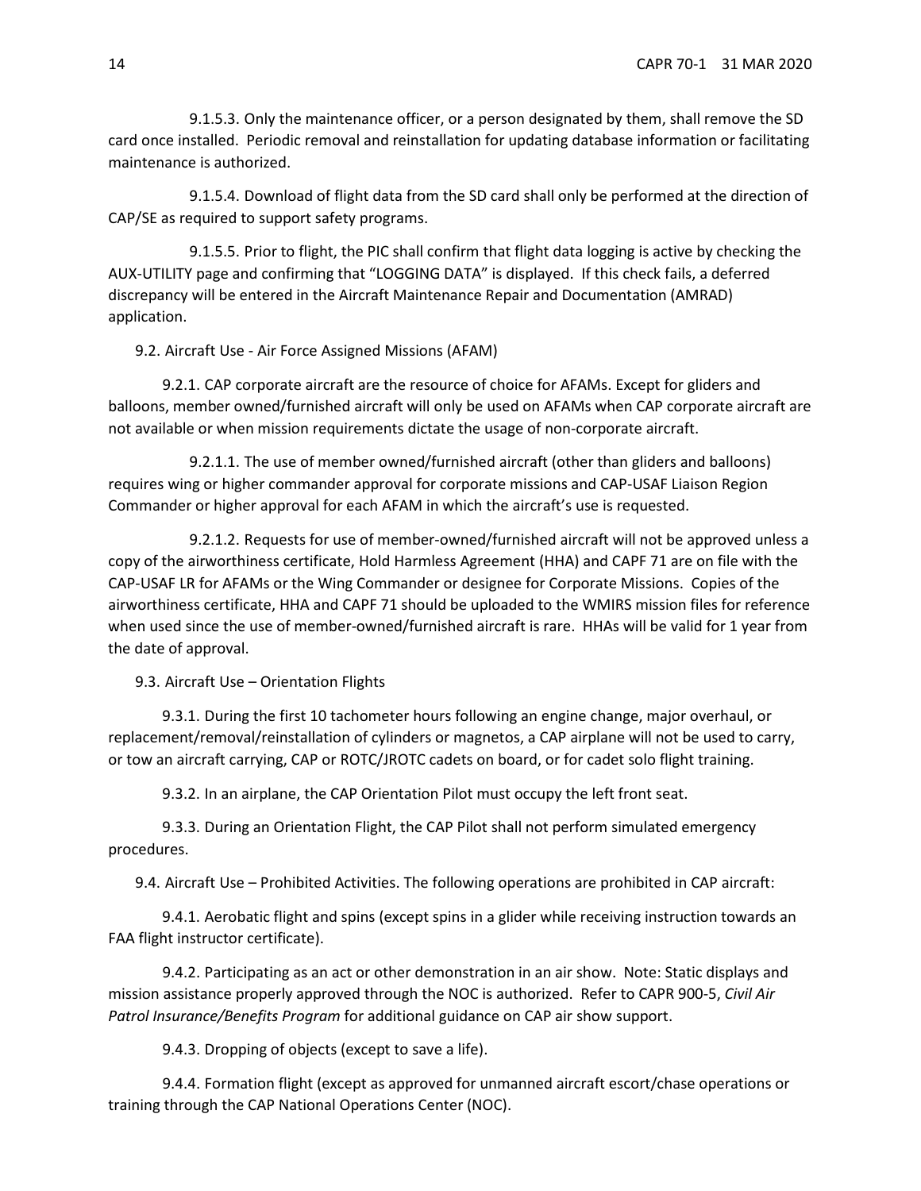9.1.5.3. Only the maintenance officer, or a person designated by them, shall remove the SD card once installed. Periodic removal and reinstallation for updating database information or facilitating maintenance is authorized.

9.1.5.4. Download of flight data from the SD card shall only be performed at the direction of CAP/SE as required to support safety programs.

9.1.5.5. Prior to flight, the PIC shall confirm that flight data logging is active by checking the AUX-UTILITY page and confirming that "LOGGING DATA" is displayed. If this check fails, a deferred discrepancy will be entered in the Aircraft Maintenance Repair and Documentation (AMRAD) application.

9.2. Aircraft Use - Air Force Assigned Missions (AFAM)

9.2.1. CAP corporate aircraft are the resource of choice for AFAMs. Except for gliders and balloons, member owned/furnished aircraft will only be used on AFAMs when CAP corporate aircraft are not available or when mission requirements dictate the usage of non-corporate aircraft.

9.2.1.1. The use of member owned/furnished aircraft (other than gliders and balloons) requires wing or higher commander approval for corporate missions and CAP-USAF Liaison Region Commander or higher approval for each AFAM in which the aircraft's use is requested.

9.2.1.2. Requests for use of member-owned/furnished aircraft will not be approved unless a copy of the airworthiness certificate, Hold Harmless Agreement (HHA) and CAPF 71 are on file with the CAP-USAF LR for AFAMs or the Wing Commander or designee for Corporate Missions. Copies of the airworthiness certificate, HHA and CAPF 71 should be uploaded to the WMIRS mission files for reference when used since the use of member-owned/furnished aircraft is rare. HHAs will be valid for 1 year from the date of approval.

9.3. Aircraft Use – Orientation Flights

9.3.1. During the first 10 tachometer hours following an engine change, major overhaul, or replacement/removal/reinstallation of cylinders or magnetos, a CAP airplane will not be used to carry, or tow an aircraft carrying, CAP or ROTC/JROTC cadets on board, or for cadet solo flight training.

9.3.2. In an airplane, the CAP Orientation Pilot must occupy the left front seat.

9.3.3. During an Orientation Flight, the CAP Pilot shall not perform simulated emergency procedures.

9.4. Aircraft Use – Prohibited Activities. The following operations are prohibited in CAP aircraft:

9.4.1. Aerobatic flight and spins (except spins in a glider while receiving instruction towards an FAA flight instructor certificate).

9.4.2. Participating as an act or other demonstration in an air show. Note: Static displays and mission assistance properly approved through the NOC is authorized. Refer to CAPR 900-5, *Civil Air Patrol Insurance/Benefits Program* for additional guidance on CAP air show support.

9.4.3. Dropping of objects (except to save a life).

9.4.4. Formation flight (except as approved for unmanned aircraft escort/chase operations or training through the CAP National Operations Center (NOC).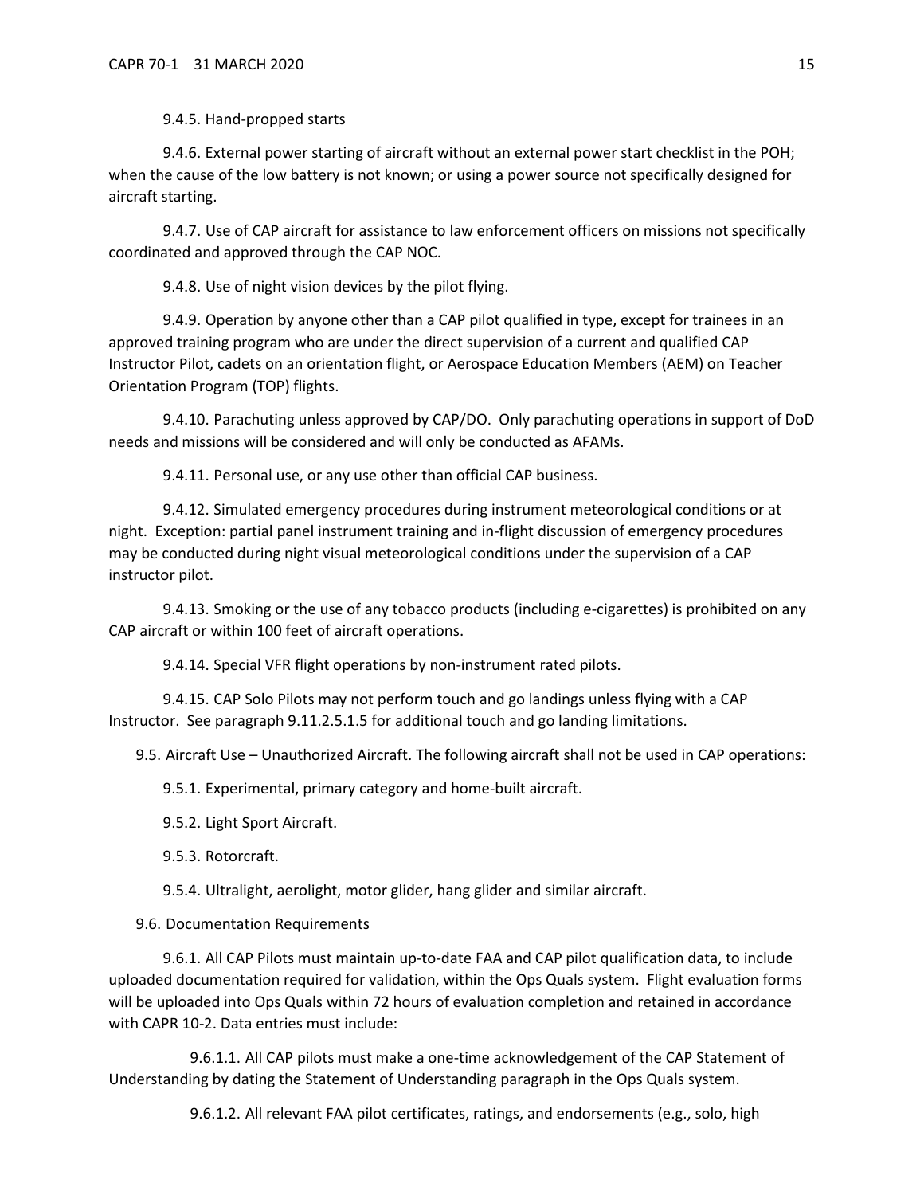9.4.5. Hand-propped starts

9.4.6. External power starting of aircraft without an external power start checklist in the POH; when the cause of the low battery is not known; or using a power source not specifically designed for aircraft starting.

9.4.7. Use of CAP aircraft for assistance to law enforcement officers on missions not specifically coordinated and approved through the CAP NOC.

9.4.8. Use of night vision devices by the pilot flying.

9.4.9. Operation by anyone other than a CAP pilot qualified in type, except for trainees in an approved training program who are under the direct supervision of a current and qualified CAP Instructor Pilot, cadets on an orientation flight, or Aerospace Education Members (AEM) on Teacher Orientation Program (TOP) flights.

9.4.10. Parachuting unless approved by CAP/DO. Only parachuting operations in support of DoD needs and missions will be considered and will only be conducted as AFAMs.

9.4.11. Personal use, or any use other than official CAP business.

9.4.12. Simulated emergency procedures during instrument meteorological conditions or at night. Exception: partial panel instrument training and in-flight discussion of emergency procedures may be conducted during night visual meteorological conditions under the supervision of a CAP instructor pilot.

9.4.13. Smoking or the use of any tobacco products (including e-cigarettes) is prohibited on any CAP aircraft or within 100 feet of aircraft operations.

9.4.14. Special VFR flight operations by non-instrument rated pilots.

9.4.15. CAP Solo Pilots may not perform touch and go landings unless flying with a CAP Instructor. See paragraph 9.11.2.5.1.5 for additional touch and go landing limitations.

9.5. Aircraft Use – Unauthorized Aircraft. The following aircraft shall not be used in CAP operations:

9.5.1. Experimental, primary category and home-built aircraft.

9.5.2. Light Sport Aircraft.

9.5.3. Rotorcraft.

9.5.4. Ultralight, aerolight, motor glider, hang glider and similar aircraft.

9.6. Documentation Requirements

9.6.1. All CAP Pilots must maintain up-to-date FAA and CAP pilot qualification data, to include uploaded documentation required for validation, within the Ops Quals system. Flight evaluation forms will be uploaded into Ops Quals within 72 hours of evaluation completion and retained in accordance with CAPR 10-2. Data entries must include:

9.6.1.1. All CAP pilots must make a one-time acknowledgement of the CAP Statement of Understanding by dating the Statement of Understanding paragraph in the Ops Quals system.

9.6.1.2. All relevant FAA pilot certificates, ratings, and endorsements (e.g., solo, high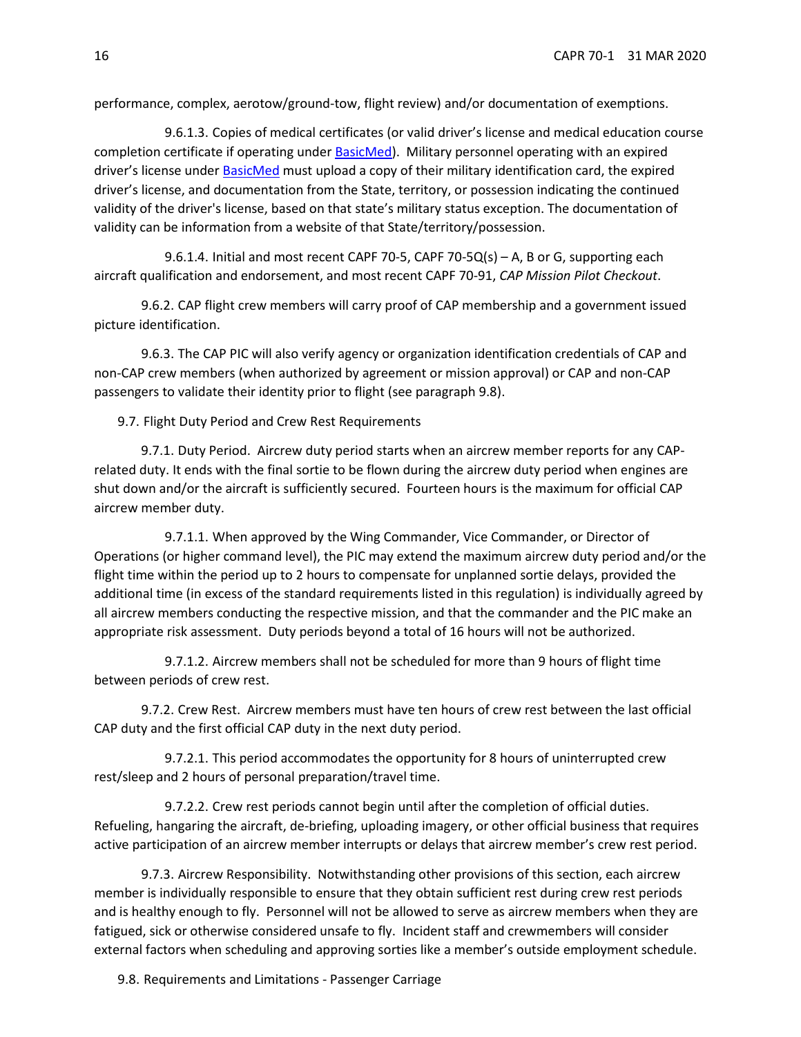performance, complex, aerotow/ground-tow, flight review) and/or documentation of exemptions.

9.6.1.3. Copies of medical certificates (or valid driver's license and medical education course completion certificate if operating under [BasicMed]). Military personnel operating with an expired driver's license under [BasicMed] must upload a copy of their military identification card, the expired driver's license, and documentation from the State, territory, or possession indicating the continued validity of the driver's license, based on that state's military status exception. The documentation of validity can be information from a website of that State/territory/possession.

9.6.1.4. Initial and most recent CAPF 70-5, CAPF 70-5Q(s) – A, B or G, supporting each aircraft qualification and endorsement, and most recent CAPF 70-91, *CAP Mission Pilot Checkout*.

9.6.2. CAP flight crew members will carry proof of CAP membership and a government issued picture identification.

9.6.3. The CAP PIC will also verify agency or organization identification credentials of CAP and non-CAP crew members (when authorized by agreement or mission approval) or CAP and non-CAP passengers to validate their identity prior to flight (see paragraph 9.8).

9.7. Flight Duty Period and Crew Rest Requirements

9.7.1. Duty Period. Aircrew duty period starts when an aircrew member reports for any CAP-related duty. It ends with the final sortie to be flown during the aircrew duty period when engines are shut down and/or the aircraft is sufficiently secured. Fourteen hours is the maximum for official CAP aircrew member duty.

9.7.1.1. When approved by the Wing Commander, Vice Commander, or Director of Operations (or higher command level), the PIC may extend the maximum aircrew duty period and/or the flight time within the period up to 2 hours to compensate for unplanned sortie delays, provided the additional time (in excess of the standard requirements listed in this regulation) is individually agreed by all aircrew members conducting the respective mission, and that the commander and the PIC make an appropriate risk assessment. Duty periods beyond a total of 16 hours will not be authorized.

9.7.1.2. Aircrew members shall not be scheduled for more than 9 hours of flight time between periods of crew rest.

9.7.2. Crew Rest. Aircrew members must have ten hours of crew rest between the last official CAP duty and the first official CAP duty in the next duty period.

9.7.2.1. This period accommodates the opportunity for 8 hours of uninterrupted crew rest/sleep and 2 hours of personal preparation/travel time.

9.7.2.2. Crew rest periods cannot begin until after the completion of official duties. Refueling, hangaring the aircraft, de-briefing, uploading imagery, or other official business that requires active participation of an aircrew member interrupts or delays that aircrew member's crew rest period.

9.7.3. Aircrew Responsibility. Notwithstanding other provisions of this section, each aircrew member is individually responsible to ensure that they obtain sufficient rest during crew rest periods and is healthy enough to fly. Personnel will not be allowed to serve as aircrew members when they are fatigued, sick or otherwise considered unsafe to fly. Incident staff and crewmembers will consider external factors when scheduling and approving sorties like a member's outside employment schedule.

9.8. Requirements and Limitations - Passenger Carriage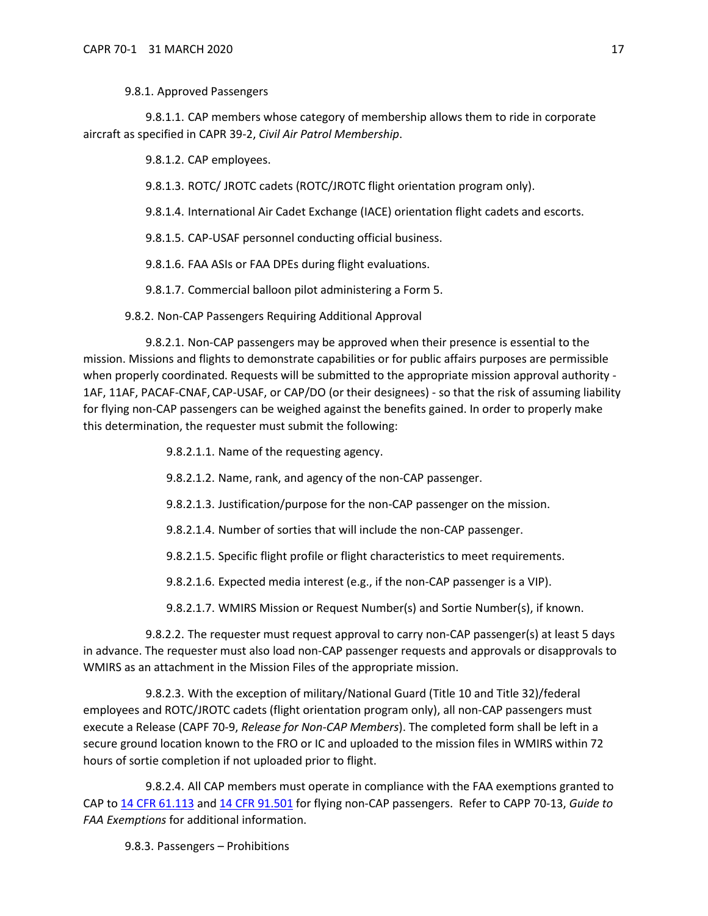9.8.1. Approved Passengers

9.8.1.1. CAP members whose category of membership allows them to ride in corporate aircraft as specified in CAPR 39-2, *Civil Air Patrol Membership*.

9.8.1.2. CAP employees.

9.8.1.3. ROTC/ JROTC cadets (ROTC/JROTC flight orientation program only).

9.8.1.4. International Air Cadet Exchange (IACE) orientation flight cadets and escorts.

9.8.1.5. CAP-USAF personnel conducting official business.

9.8.1.6. FAA ASIs or FAA DPEs during flight evaluations.

9.8.1.7. Commercial balloon pilot administering a Form 5.

9.8.2. Non-CAP Passengers Requiring Additional Approval

9.8.2.1. Non-CAP passengers may be approved when their presence is essential to the mission. Missions and flights to demonstrate capabilities or for public affairs purposes are permissible when properly coordinated. Requests will be submitted to the appropriate mission approval authority - 1AF, 11AF, PACAF-CNAF, CAP-USAF, or CAP/DO (or their designees) - so that the risk of assuming liability for flying non-CAP passengers can be weighed against the benefits gained. In order to properly make this determination, the requester must submit the following:

9.8.2.1.1. Name of the requesting agency.

9.8.2.1.2. Name, rank, and agency of the non-CAP passenger.

9.8.2.1.3. Justification/purpose for the non-CAP passenger on the mission.

9.8.2.1.4. Number of sorties that will include the non-CAP passenger.

9.8.2.1.5. Specific flight profile or flight characteristics to meet requirements.

9.8.2.1.6. Expected media interest (e.g., if the non-CAP passenger is a VIP).

9.8.2.1.7. WMIRS Mission or Request Number(s) and Sortie Number(s), if known.

9.8.2.2. The requester must request approval to carry non-CAP passenger(s) at least 5 days in advance. The requester must also load non-CAP passenger requests and approvals or disapprovals to WMIRS as an attachment in the Mission Files of the appropriate mission.

9.8.2.3. With the exception of military/National Guard (Title 10 and Title 32)/federal employees and ROTC/JROTC cadets (flight orientation program only), all non-CAP passengers must execute a Release (CAPF 70-9, *Release for Non-CAP Members*). The completed form shall be left in a secure ground location known to the FRO or IC and uploaded to the mission files in WMIRS within 72 hours of sortie completion if not uploaded prior to flight.

9.8.2.4. All CAP members must operate in compliance with the FAA exemptions granted to CAP to 14 CFR 61.113 and 14 CFR 91.501 for flying non-CAP passengers. Refer to CAPP 70-13, *Guide to FAA Exemptions* for additional information.

9.8.3. Passengers – Prohibitions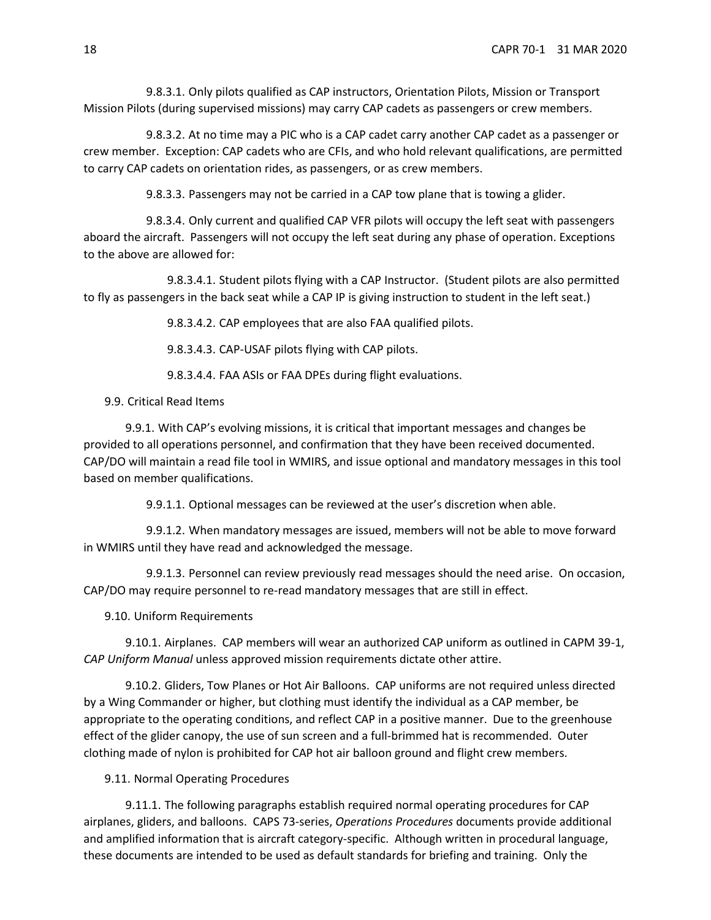9.8.3.1. Only pilots qualified as CAP instructors, Orientation Pilots, Mission or Transport Mission Pilots (during supervised missions) may carry CAP cadets as passengers or crew members.

9.8.3.2. At no time may a PIC who is a CAP cadet carry another CAP cadet as a passenger or crew member. Exception: CAP cadets who are CFIs, and who hold relevant qualifications, are permitted to carry CAP cadets on orientation rides, as passengers, or as crew members.

9.8.3.3. Passengers may not be carried in a CAP tow plane that is towing a glider.

9.8.3.4. Only current and qualified CAP VFR pilots will occupy the left seat with passengers aboard the aircraft. Passengers will not occupy the left seat during any phase of operation. Exceptions to the above are allowed for:

9.8.3.4.1. Student pilots flying with a CAP Instructor. (Student pilots are also permitted to fly as passengers in the back seat while a CAP IP is giving instruction to student in the left seat.)

9.8.3.4.2. CAP employees that are also FAA qualified pilots.

9.8.3.4.3. CAP-USAF pilots flying with CAP pilots.

9.8.3.4.4. FAA ASIs or FAA DPEs during flight evaluations.

9.9. Critical Read Items

9.9.1. With CAP's evolving missions, it is critical that important messages and changes be provided to all operations personnel, and confirmation that they have been received documented. CAP/DO will maintain a read file tool in WMIRS, and issue optional and mandatory messages in this tool based on member qualifications.

9.9.1.1. Optional messages can be reviewed at the user's discretion when able.

9.9.1.2. When mandatory messages are issued, members will not be able to move forward in WMIRS until they have read and acknowledged the message.

9.9.1.3. Personnel can review previously read messages should the need arise. On occasion, CAP/DO may require personnel to re-read mandatory messages that are still in effect.

9.10. Uniform Requirements

9.10.1. Airplanes. CAP members will wear an authorized CAP uniform as outlined in CAPM 39-1, *CAP Uniform Manual* unless approved mission requirements dictate other attire.

9.10.2. Gliders, Tow Planes or Hot Air Balloons. CAP uniforms are not required unless directed by a Wing Commander or higher, but clothing must identify the individual as a CAP member, be appropriate to the operating conditions, and reflect CAP in a positive manner. Due to the greenhouse effect of the glider canopy, the use of sun screen and a full-brimmed hat is recommended. Outer clothing made of nylon is prohibited for CAP hot air balloon ground and flight crew members.

9.11. Normal Operating Procedures

9.11.1. The following paragraphs establish required normal operating procedures for CAP airplanes, gliders, and balloons. CAPS 73-series, *Operations Procedures* documents provide additional and amplified information that is aircraft category-specific. Although written in procedural language, these documents are intended to be used as default standards for briefing and training. Only the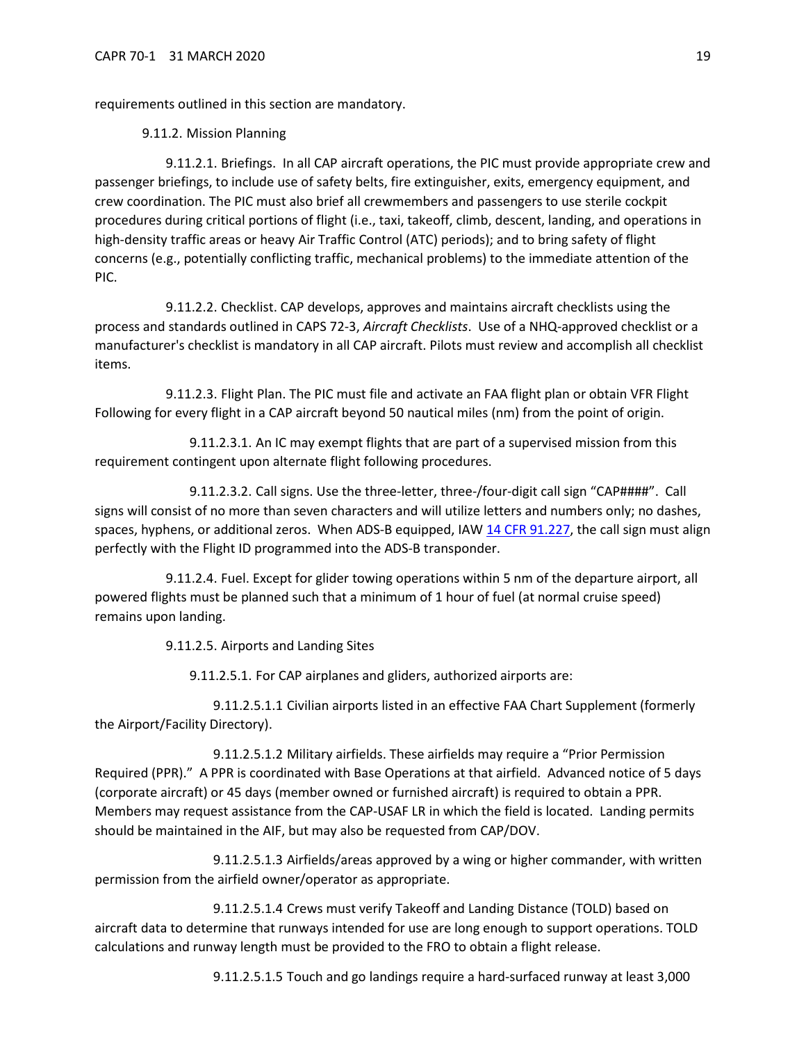requirements outlined in this section are mandatory.

9.11.2. Mission Planning

9.11.2.1. Briefings. In all CAP aircraft operations, the PIC must provide appropriate crew and passenger briefings, to include use of safety belts, fire extinguisher, exits, emergency equipment, and crew coordination. The PIC must also brief all crewmembers and passengers to use sterile cockpit procedures during critical portions of flight (i.e., taxi, takeoff, climb, descent, landing, and operations in high-density traffic areas or heavy Air Traffic Control (ATC) periods); and to bring safety of flight concerns (e.g., potentially conflicting traffic, mechanical problems) to the immediate attention of the PIC.

9.11.2.2. Checklist. CAP develops, approves and maintains aircraft checklists using the process and standards outlined in CAPS 72-3, *Aircraft Checklists*. Use of a NHQ-approved checklist or a manufacturer's checklist is mandatory in all CAP aircraft. Pilots must review and accomplish all checklist items.

9.11.2.3. Flight Plan. The PIC must file and activate an FAA flight plan or obtain VFR Flight Following for every flight in a CAP aircraft beyond 50 nautical miles (nm) from the point of origin.

9.11.2.3.1. An IC may exempt flights that are part of a supervised mission from this requirement contingent upon alternate flight following procedures.

9.11.2.3.2. Call signs. Use the three-letter, three-/four-digit call sign "CAP####". Call signs will consist of no more than seven characters and will utilize letters and numbers only; no dashes, spaces, hyphens, or additional zeros. When ADS-B equipped, IAW [14 CFR 91.227](), the call sign must align perfectly with the Flight ID programmed into the ADS-B transponder.

9.11.2.4. Fuel. Except for glider towing operations within 5 nm of the departure airport, all powered flights must be planned such that a minimum of 1 hour of fuel (at normal cruise speed) remains upon landing.

9.11.2.5. Airports and Landing Sites

9.11.2.5.1. For CAP airplanes and gliders, authorized airports are:

9.11.2.5.1.1 Civilian airports listed in an effective FAA Chart Supplement (formerly the Airport/Facility Directory).

9.11.2.5.1.2 Military airfields. These airfields may require a "Prior Permission Required (PPR)." A PPR is coordinated with Base Operations at that airfield. Advanced notice of 5 days (corporate aircraft) or 45 days (member owned or furnished aircraft) is required to obtain a PPR. Members may request assistance from the CAP-USAF LR in which the field is located. Landing permits should be maintained in the AIF, but may also be requested from CAP/DOV.

9.11.2.5.1.3 Airfields/areas approved by a wing or higher commander, with written permission from the airfield owner/operator as appropriate.

9.11.2.5.1.4 Crews must verify Takeoff and Landing Distance (TOLD) based on aircraft data to determine that runways intended for use are long enough to support operations. TOLD calculations and runway length must be provided to the FRO to obtain a flight release.

9.11.2.5.1.5 Touch and go landings require a hard-surfaced runway at least 3,000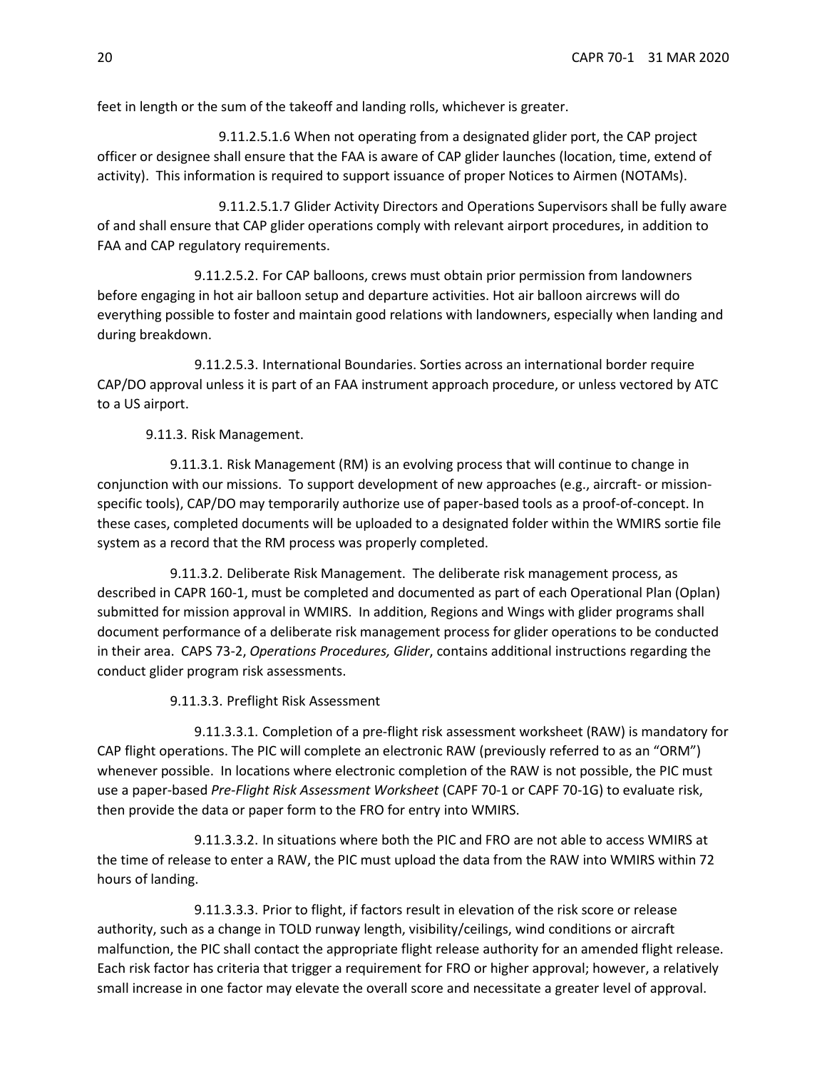feet in length or the sum of the takeoff and landing rolls, whichever is greater.

9.11.2.5.1.6 When not operating from a designated glider port, the CAP project officer or designee shall ensure that the FAA is aware of CAP glider launches (location, time, extend of activity). This information is required to support issuance of proper Notices to Airmen (NOTAMs).

9.11.2.5.1.7 Glider Activity Directors and Operations Supervisors shall be fully aware of and shall ensure that CAP glider operations comply with relevant airport procedures, in addition to FAA and CAP regulatory requirements.

9.11.2.5.2. For CAP balloons, crews must obtain prior permission from landowners before engaging in hot air balloon setup and departure activities. Hot air balloon aircrews will do everything possible to foster and maintain good relations with landowners, especially when landing and during breakdown.

9.11.2.5.3. International Boundaries. Sorties across an international border require CAP/DO approval unless it is part of an FAA instrument approach procedure, or unless vectored by ATC to a US airport.

9.11.3. Risk Management.

9.11.3.1. Risk Management (RM) is an evolving process that will continue to change in conjunction with our missions. To support development of new approaches (e.g., aircraft- or mission-specific tools), CAP/DO may temporarily authorize use of paper-based tools as a proof-of-concept. In these cases, completed documents will be uploaded to a designated folder within the WMIRS sortie file system as a record that the RM process was properly completed.

9.11.3.2. Deliberate Risk Management. The deliberate risk management process, as described in CAPR 160-1, must be completed and documented as part of each Operational Plan (Oplan) submitted for mission approval in WMIRS. In addition, Regions and Wings with glider programs shall document performance of a deliberate risk management process for glider operations to be conducted in their area. CAPS 73-2, *Operations Procedures, Glider*, contains additional instructions regarding the conduct glider program risk assessments.

9.11.3.3. Preflight Risk Assessment

9.11.3.3.1. Completion of a pre-flight risk assessment worksheet (RAW) is mandatory for CAP flight operations. The PIC will complete an electronic RAW (previously referred to as an "ORM") whenever possible. In locations where electronic completion of the RAW is not possible, the PIC must use a paper-based *Pre-Flight Risk Assessment Worksheet* (CAPF 70-1 or CAPF 70-1G) to evaluate risk, then provide the data or paper form to the FRO for entry into WMIRS.

9.11.3.3.2. In situations where both the PIC and FRO are not able to access WMIRS at the time of release to enter a RAW, the PIC must upload the data from the RAW into WMIRS within 72 hours of landing.

9.11.3.3.3. Prior to flight, if factors result in elevation of the risk score or release authority, such as a change in TOLD runway length, visibility/ceilings, wind conditions or aircraft malfunction, the PIC shall contact the appropriate flight release authority for an amended flight release. Each risk factor has criteria that trigger a requirement for FRO or higher approval; however, a relatively small increase in one factor may elevate the overall score and necessitate a greater level of approval.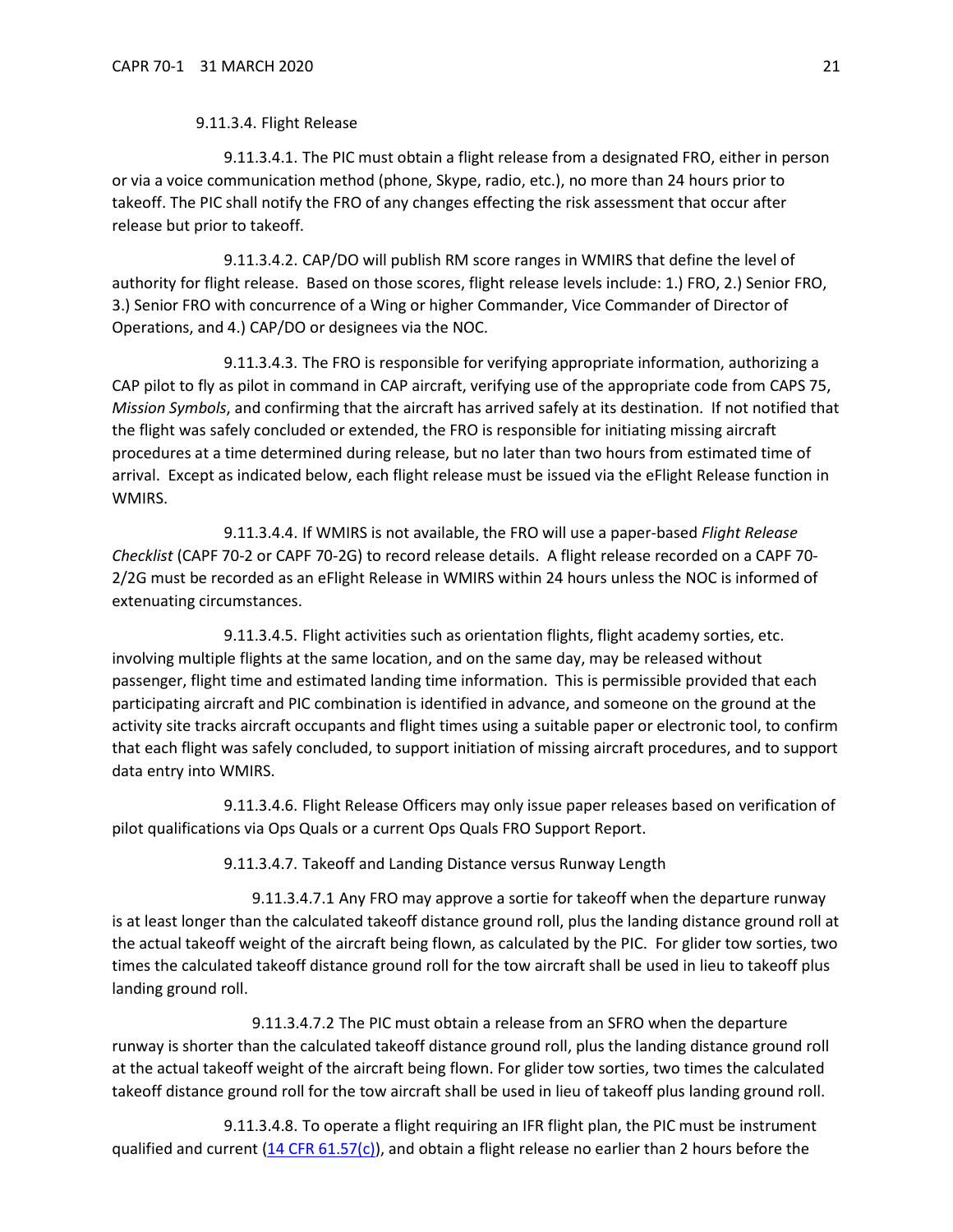9.11.3.4. Flight Release

9.11.3.4.1. The PIC must obtain a flight release from a designated FRO, either in person or via a voice communication method (phone, Skype, radio, etc.), no more than 24 hours prior to takeoff. The PIC shall notify the FRO of any changes effecting the risk assessment that occur after release but prior to takeoff.

9.11.3.4.2. CAP/DO will publish RM score ranges in WMIRS that define the level of authority for flight release. Based on those scores, flight release levels include: 1.) FRO, 2.) Senior FRO, 3.) Senior FRO with concurrence of a Wing or higher Commander, Vice Commander of Director of Operations, and 4.) CAP/DO or designees via the NOC.

9.11.3.4.3. The FRO is responsible for verifying appropriate information, authorizing a CAP pilot to fly as pilot in command in CAP aircraft, verifying use of the appropriate code from CAPS 75, *Mission Symbols*, and confirming that the aircraft has arrived safely at its destination. If not notified that the flight was safely concluded or extended, the FRO is responsible for initiating missing aircraft procedures at a time determined during release, but no later than two hours from estimated time of arrival. Except as indicated below, each flight release must be issued via the eFlight Release function in WMIRS.

9.11.3.4.4. If WMIRS is not available, the FRO will use a paper-based *Flight Release Checklist* (CAPF 70-2 or CAPF 70-2G) to record release details. A flight release recorded on a CAPF 70-2/2G must be recorded as an eFlight Release in WMIRS within 24 hours unless the NOC is informed of extenuating circumstances.

9.11.3.4.5. Flight activities such as orientation flights, flight academy sorties, etc. involving multiple flights at the same location, and on the same day, may be released without passenger, flight time and estimated landing time information. This is permissible provided that each participating aircraft and PIC combination is identified in advance, and someone on the ground at the activity site tracks aircraft occupants and flight times using a suitable paper or electronic tool, to confirm that each flight was safely concluded, to support initiation of missing aircraft procedures, and to support data entry into WMIRS.

9.11.3.4.6. Flight Release Officers may only issue paper releases based on verification of pilot qualifications via Ops Quals or a current Ops Quals FRO Support Report.

9.11.3.4.7. Takeoff and Landing Distance versus Runway Length

9.11.3.4.7.1 Any FRO may approve a sortie for takeoff when the departure runway is at least longer than the calculated takeoff distance ground roll, plus the landing distance ground roll at the actual takeoff weight of the aircraft being flown, as calculated by the PIC. For glider tow sorties, two times the calculated takeoff distance ground roll for the tow aircraft shall be used in lieu to takeoff plus landing ground roll.

9.11.3.4.7.2 The PIC must obtain a release from an SFRO when the departure runway is shorter than the calculated takeoff distance ground roll, plus the landing distance ground roll at the actual takeoff weight of the aircraft being flown. For glider tow sorties, two times the calculated takeoff distance ground roll for the tow aircraft shall be used in lieu of takeoff plus landing ground roll.

9.11.3.4.8. To operate a flight requiring an IFR flight plan, the PIC must be instrument qualified and current ([14 CFR 61.57(c)](14 CFR 61.57(c))), and obtain a flight release no earlier than 2 hours before the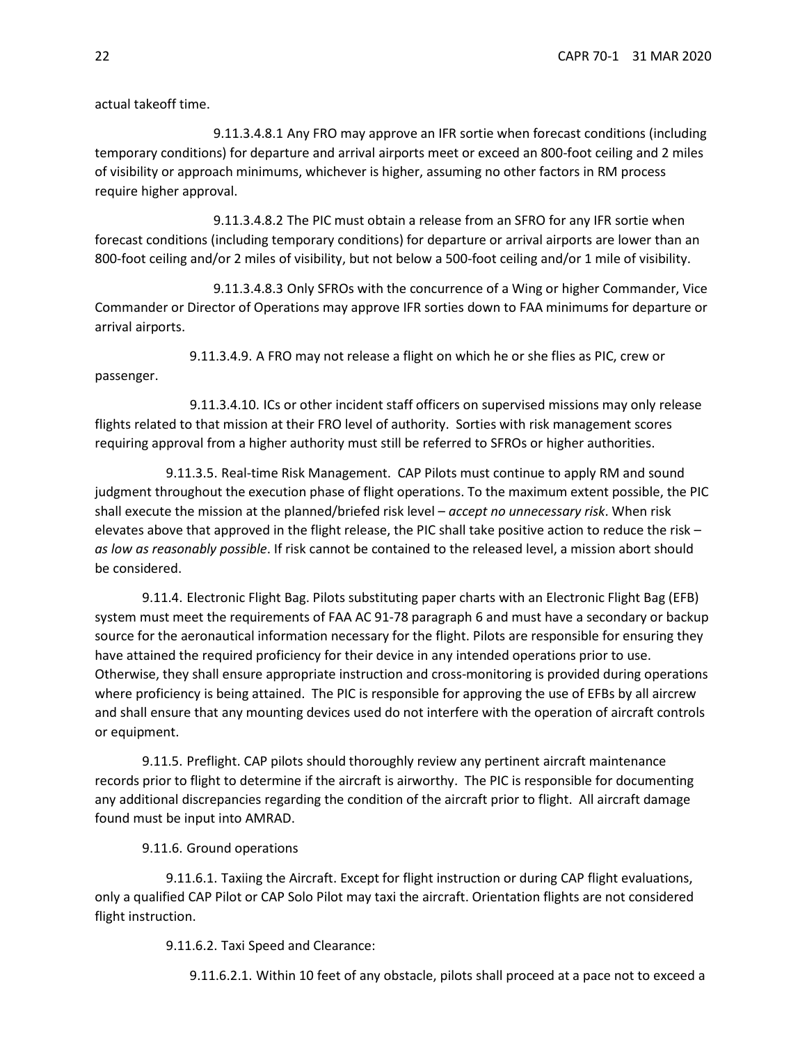actual takeoff time.

9.11.3.4.8.1 Any FRO may approve an IFR sortie when forecast conditions (including temporary conditions) for departure and arrival airports meet or exceed an 800-foot ceiling and 2 miles of visibility or approach minimums, whichever is higher, assuming no other factors in RM process require higher approval.

9.11.3.4.8.2 The PIC must obtain a release from an SFRO for any IFR sortie when forecast conditions (including temporary conditions) for departure or arrival airports are lower than an 800-foot ceiling and/or 2 miles of visibility, but not below a 500-foot ceiling and/or 1 mile of visibility.

9.11.3.4.8.3 Only SFROs with the concurrence of a Wing or higher Commander, Vice Commander or Director of Operations may approve IFR sorties down to FAA minimums for departure or arrival airports.

9.11.3.4.9. A FRO may not release a flight on which he or she flies as PIC, crew or passenger.

9.11.3.4.10. ICs or other incident staff officers on supervised missions may only release flights related to that mission at their FRO level of authority. Sorties with risk management scores requiring approval from a higher authority must still be referred to SFROs or higher authorities.

9.11.3.5. Real-time Risk Management. CAP Pilots must continue to apply RM and sound judgment throughout the execution phase of flight operations. To the maximum extent possible, the PIC shall execute the mission at the planned/briefed risk level – *accept no unnecessary risk*. When risk elevates above that approved in the flight release, the PIC shall take positive action to reduce the risk – *as low as reasonably possible*. If risk cannot be contained to the released level, a mission abort should be considered.

9.11.4. Electronic Flight Bag. Pilots substituting paper charts with an Electronic Flight Bag (EFB) system must meet the requirements of FAA AC 91-78 paragraph 6 and must have a secondary or backup source for the aeronautical information necessary for the flight. Pilots are responsible for ensuring they have attained the required proficiency for their device in any intended operations prior to use. Otherwise, they shall ensure appropriate instruction and cross-monitoring is provided during operations where proficiency is being attained. The PIC is responsible for approving the use of EFBs by all aircrew and shall ensure that any mounting devices used do not interfere with the operation of aircraft controls or equipment.

9.11.5. Preflight. CAP pilots should thoroughly review any pertinent aircraft maintenance records prior to flight to determine if the aircraft is airworthy. The PIC is responsible for documenting any additional discrepancies regarding the condition of the aircraft prior to flight. All aircraft damage found must be input into AMRAD.

9.11.6. Ground operations

9.11.6.1. Taxiing the Aircraft. Except for flight instruction or during CAP flight evaluations, only a qualified CAP Pilot or CAP Solo Pilot may taxi the aircraft. Orientation flights are not considered flight instruction.

9.11.6.2. Taxi Speed and Clearance:

9.11.6.2.1. Within 10 feet of any obstacle, pilots shall proceed at a pace not to exceed a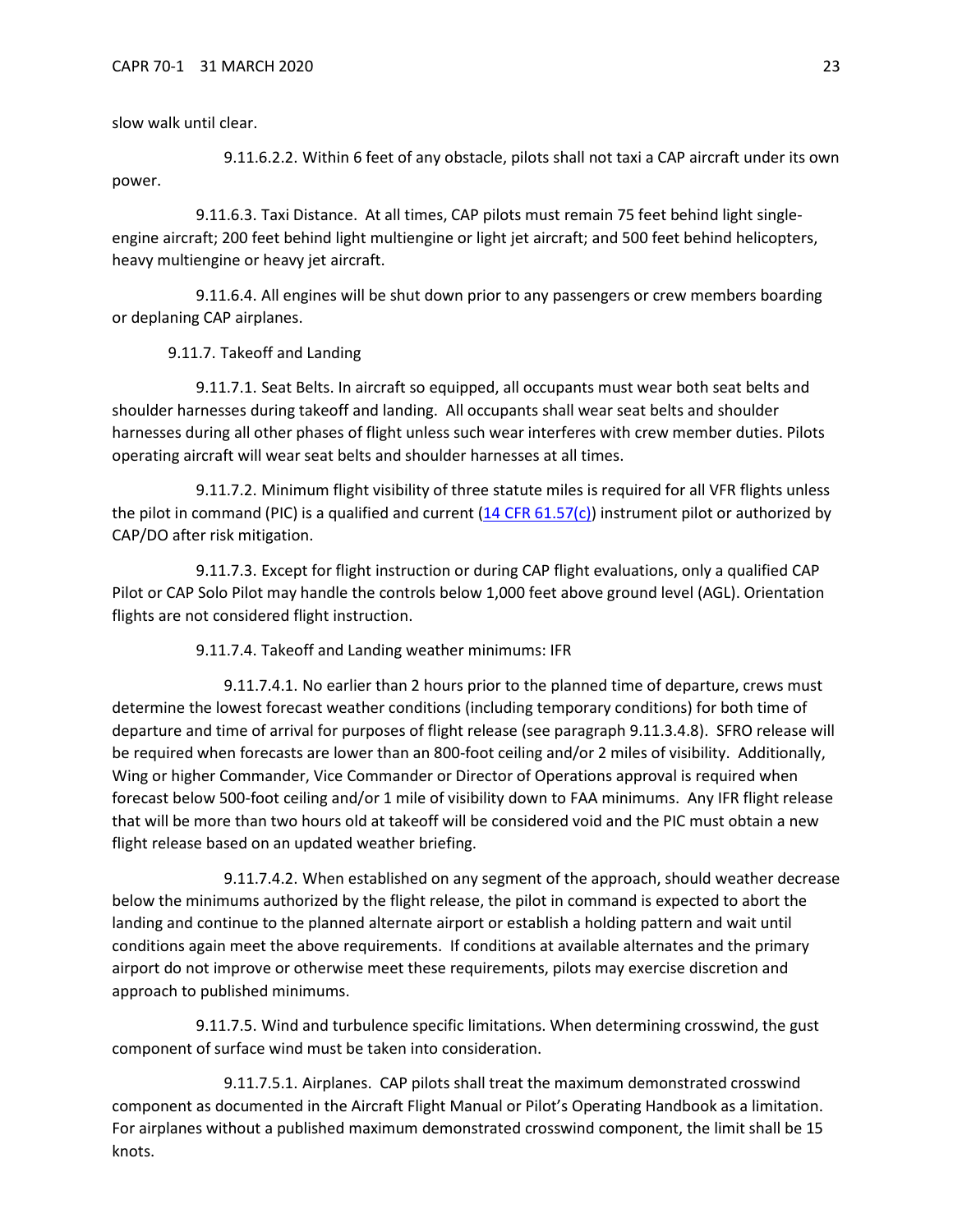slow walk until clear.

9.11.6.2.2. Within 6 feet of any obstacle, pilots shall not taxi a CAP aircraft under its own power.

9.11.6.3. Taxi Distance. At all times, CAP pilots must remain 75 feet behind light single-engine aircraft; 200 feet behind light multiengine or light jet aircraft; and 500 feet behind helicopters, heavy multiengine or heavy jet aircraft.

9.11.6.4. All engines will be shut down prior to any passengers or crew members boarding or deplaning CAP airplanes.

9.11.7. Takeoff and Landing

9.11.7.1. Seat Belts. In aircraft so equipped, all occupants must wear both seat belts and shoulder harnesses during takeoff and landing. All occupants shall wear seat belts and shoulder harnesses during all other phases of flight unless such wear interferes with crew member duties. Pilots operating aircraft will wear seat belts and shoulder harnesses at all times.

9.11.7.2. Minimum flight visibility of three statute miles is required for all VFR flights unless the pilot in command (PIC) is a qualified and current (14 CFR 61.57(c)) instrument pilot or authorized by CAP/DO after risk mitigation.

9.11.7.3. Except for flight instruction or during CAP flight evaluations, only a qualified CAP Pilot or CAP Solo Pilot may handle the controls below 1,000 feet above ground level (AGL). Orientation flights are not considered flight instruction.

9.11.7.4. Takeoff and Landing weather minimums: IFR

9.11.7.4.1. No earlier than 2 hours prior to the planned time of departure, crews must determine the lowest forecast weather conditions (including temporary conditions) for both time of departure and time of arrival for purposes of flight release (see paragraph 9.11.3.4.8). SFRO release will be required when forecasts are lower than an 800-foot ceiling and/or 2 miles of visibility. Additionally, Wing or higher Commander, Vice Commander or Director of Operations approval is required when forecast below 500-foot ceiling and/or 1 mile of visibility down to FAA minimums. Any IFR flight release that will be more than two hours old at takeoff will be considered void and the PIC must obtain a new flight release based on an updated weather briefing.

9.11.7.4.2. When established on any segment of the approach, should weather decrease below the minimums authorized by the flight release, the pilot in command is expected to abort the landing and continue to the planned alternate airport or establish a holding pattern and wait until conditions again meet the above requirements. If conditions at available alternates and the primary airport do not improve or otherwise meet these requirements, pilots may exercise discretion and approach to published minimums.

9.11.7.5. Wind and turbulence specific limitations. When determining crosswind, the gust component of surface wind must be taken into consideration.

9.11.7.5.1. Airplanes. CAP pilots shall treat the maximum demonstrated crosswind component as documented in the Aircraft Flight Manual or Pilot's Operating Handbook as a limitation. For airplanes without a published maximum demonstrated crosswind component, the limit shall be 15 knots.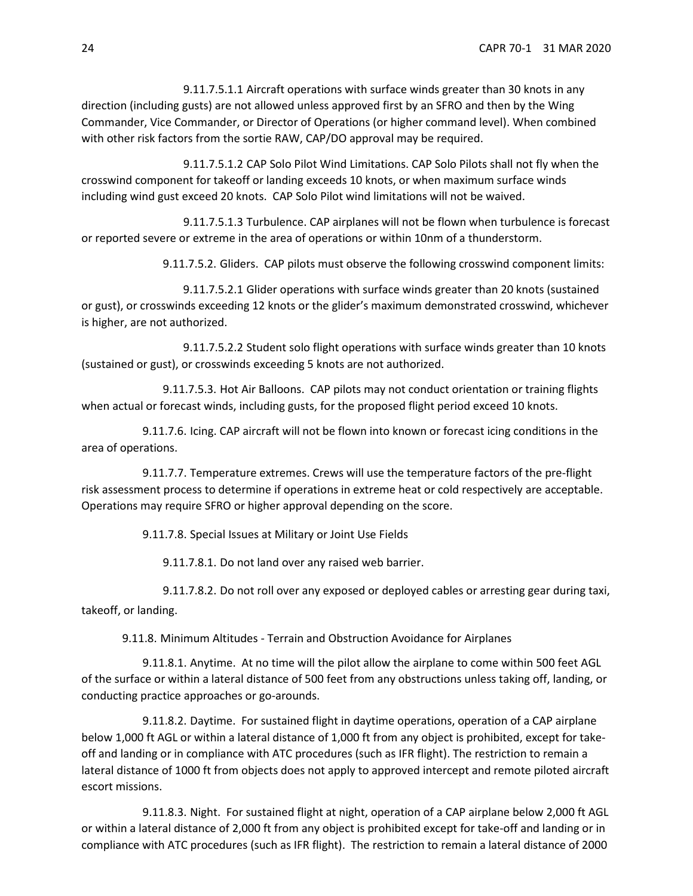9.11.7.5.1.1 Aircraft operations with surface winds greater than 30 knots in any direction (including gusts) are not allowed unless approved first by an SFRO and then by the Wing Commander, Vice Commander, or Director of Operations (or higher command level). When combined with other risk factors from the sortie RAW, CAP/DO approval may be required.

9.11.7.5.1.2 CAP Solo Pilot Wind Limitations. CAP Solo Pilots shall not fly when the crosswind component for takeoff or landing exceeds 10 knots, or when maximum surface winds including wind gust exceed 20 knots. CAP Solo Pilot wind limitations will not be waived.

9.11.7.5.1.3 Turbulence. CAP airplanes will not be flown when turbulence is forecast or reported severe or extreme in the area of operations or within 10nm of a thunderstorm.

9.11.7.5.2. Gliders. CAP pilots must observe the following crosswind component limits:

9.11.7.5.2.1 Glider operations with surface winds greater than 20 knots (sustained or gust), or crosswinds exceeding 12 knots or the glider's maximum demonstrated crosswind, whichever is higher, are not authorized.

9.11.7.5.2.2 Student solo flight operations with surface winds greater than 10 knots (sustained or gust), or crosswinds exceeding 5 knots are not authorized.

9.11.7.5.3. Hot Air Balloons. CAP pilots may not conduct orientation or training flights when actual or forecast winds, including gusts, for the proposed flight period exceed 10 knots.

9.11.7.6. Icing. CAP aircraft will not be flown into known or forecast icing conditions in the area of operations.

9.11.7.7. Temperature extremes. Crews will use the temperature factors of the pre-flight risk assessment process to determine if operations in extreme heat or cold respectively are acceptable. Operations may require SFRO or higher approval depending on the score.

9.11.7.8. Special Issues at Military or Joint Use Fields

9.11.7.8.1. Do not land over any raised web barrier.

9.11.7.8.2. Do not roll over any exposed or deployed cables or arresting gear during taxi, takeoff, or landing.

9.11.8. Minimum Altitudes - Terrain and Obstruction Avoidance for Airplanes

9.11.8.1. Anytime. At no time will the pilot allow the airplane to come within 500 feet AGL of the surface or within a lateral distance of 500 feet from any obstructions unless taking off, landing, or conducting practice approaches or go-arounds.

9.11.8.2. Daytime. For sustained flight in daytime operations, operation of a CAP airplane below 1,000 ft AGL or within a lateral distance of 1,000 ft from any object is prohibited, except for take-off and landing or in compliance with ATC procedures (such as IFR flight). The restriction to remain a lateral distance of 1000 ft from objects does not apply to approved intercept and remote piloted aircraft escort missions.

9.11.8.3. Night. For sustained flight at night, operation of a CAP airplane below 2,000 ft AGL or within a lateral distance of 2,000 ft from any object is prohibited except for take-off and landing or in compliance with ATC procedures (such as IFR flight). The restriction to remain a lateral distance of 2000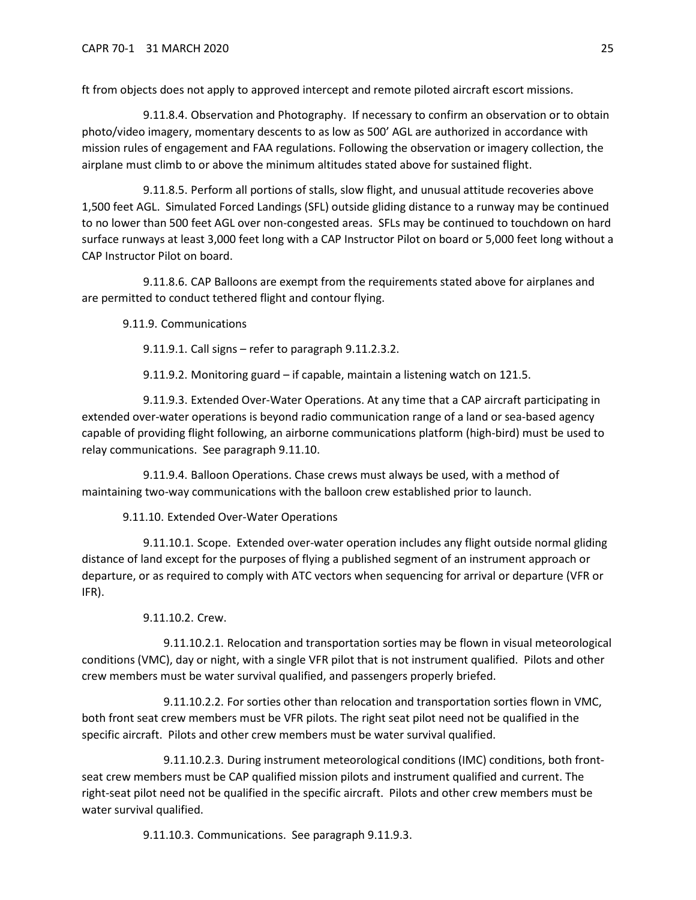ft from objects does not apply to approved intercept and remote piloted aircraft escort missions.

9.11.8.4. Observation and Photography. If necessary to confirm an observation or to obtain photo/video imagery, momentary descents to as low as 500' AGL are authorized in accordance with mission rules of engagement and FAA regulations. Following the observation or imagery collection, the airplane must climb to or above the minimum altitudes stated above for sustained flight.

9.11.8.5. Perform all portions of stalls, slow flight, and unusual attitude recoveries above 1,500 feet AGL. Simulated Forced Landings (SFL) outside gliding distance to a runway may be continued to no lower than 500 feet AGL over non-congested areas. SFLs may be continued to touchdown on hard surface runways at least 3,000 feet long with a CAP Instructor Pilot on board or 5,000 feet long without a CAP Instructor Pilot on board.

9.11.8.6. CAP Balloons are exempt from the requirements stated above for airplanes and are permitted to conduct tethered flight and contour flying.

9.11.9. Communications

9.11.9.1. Call signs – refer to paragraph 9.11.2.3.2.

9.11.9.2. Monitoring guard – if capable, maintain a listening watch on 121.5.

9.11.9.3. Extended Over-Water Operations. At any time that a CAP aircraft participating in extended over-water operations is beyond radio communication range of a land or sea-based agency capable of providing flight following, an airborne communications platform (high-bird) must be used to relay communications. See paragraph 9.11.10.

9.11.9.4. Balloon Operations. Chase crews must always be used, with a method of maintaining two-way communications with the balloon crew established prior to launch.

9.11.10. Extended Over-Water Operations

9.11.10.1. Scope. Extended over-water operation includes any flight outside normal gliding distance of land except for the purposes of flying a published segment of an instrument approach or departure, or as required to comply with ATC vectors when sequencing for arrival or departure (VFR or IFR).

9.11.10.2. Crew.

9.11.10.2.1. Relocation and transportation sorties may be flown in visual meteorological conditions (VMC), day or night, with a single VFR pilot that is not instrument qualified. Pilots and other crew members must be water survival qualified, and passengers properly briefed.

9.11.10.2.2. For sorties other than relocation and transportation sorties flown in VMC, both front seat crew members must be VFR pilots. The right seat pilot need not be qualified in the specific aircraft. Pilots and other crew members must be water survival qualified.

9.11.10.2.3. During instrument meteorological conditions (IMC) conditions, both front-seat crew members must be CAP qualified mission pilots and instrument qualified and current. The right-seat pilot need not be qualified in the specific aircraft. Pilots and other crew members must be water survival qualified.

9.11.10.3. Communications. See paragraph 9.11.9.3.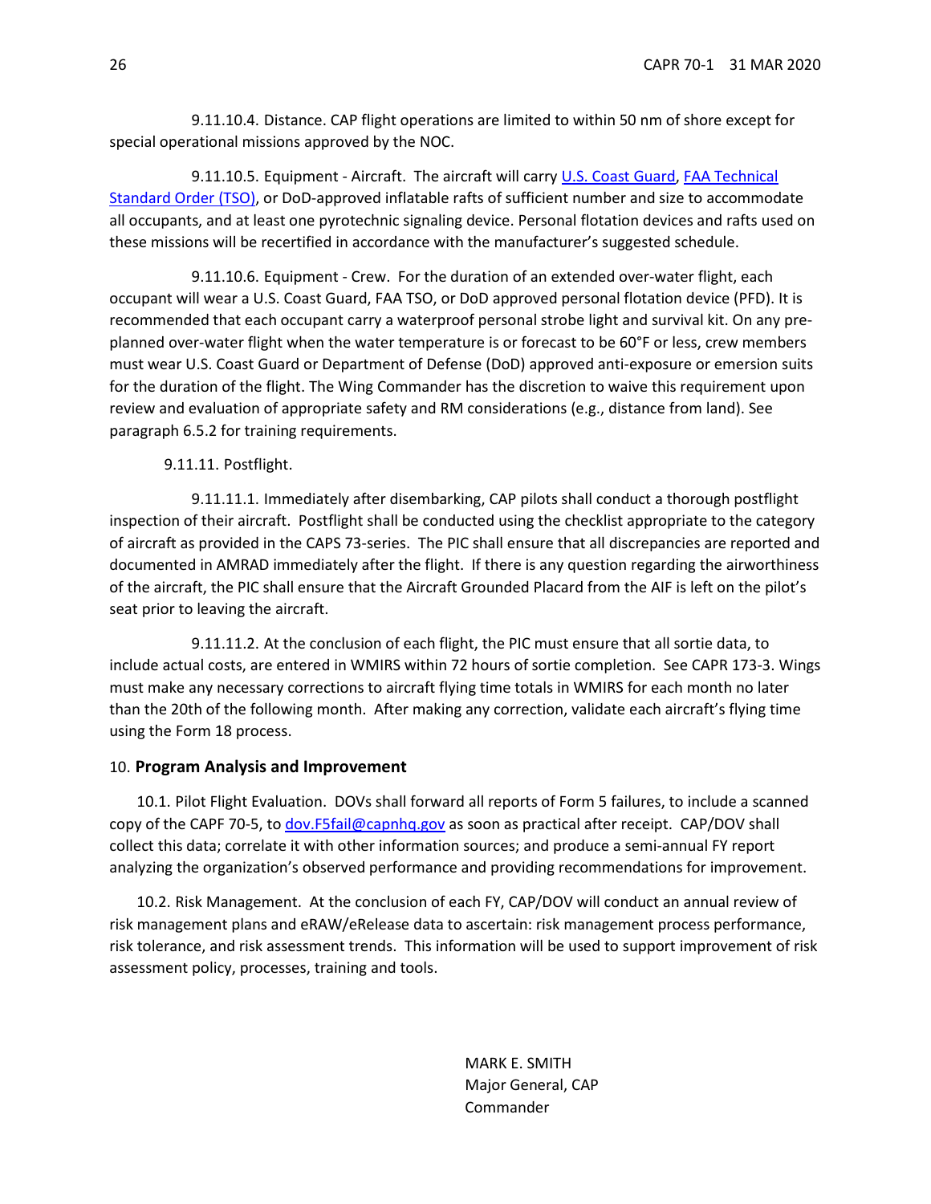9.11.10.4. Distance. CAP flight operations are limited to within 50 nm of shore except for special operational missions approved by the NOC.

9.11.10.5. Equipment - Aircraft. The aircraft will carry U.S. Coast Guard, FAA Technical Standard Order (TSO), or DoD-approved inflatable rafts of sufficient number and size to accommodate all occupants, and at least one pyrotechnic signaling device. Personal flotation devices and rafts used on these missions will be recertified in accordance with the manufacturer's suggested schedule.

9.11.10.6. Equipment - Crew. For the duration of an extended over-water flight, each occupant will wear a U.S. Coast Guard, FAA TSO, or DoD approved personal flotation device (PFD). It is recommended that each occupant carry a waterproof personal strobe light and survival kit. On any pre-planned over-water flight when the water temperature is or forecast to be 60°F or less, crew members must wear U.S. Coast Guard or Department of Defense (DoD) approved anti-exposure or emersion suits for the duration of the flight. The Wing Commander has the discretion to waive this requirement upon review and evaluation of appropriate safety and RM considerations (e.g., distance from land). See paragraph 6.5.2 for training requirements.

9.11.11. Postflight.

9.11.11.1. Immediately after disembarking, CAP pilots shall conduct a thorough postflight inspection of their aircraft. Postflight shall be conducted using the checklist appropriate to the category of aircraft as provided in the CAPS 73-series. The PIC shall ensure that all discrepancies are reported and documented in AMRAD immediately after the flight. If there is any question regarding the airworthiness of the aircraft, the PIC shall ensure that the Aircraft Grounded Placard from the AIF is left on the pilot's seat prior to leaving the aircraft.

9.11.11.2. At the conclusion of each flight, the PIC must ensure that all sortie data, to include actual costs, are entered in WMIRS within 72 hours of sortie completion. See CAPR 173-3. Wings must make any necessary corrections to aircraft flying time totals in WMIRS for each month no later than the 20th of the following month. After making any correction, validate each aircraft's flying time using the Form 18 process.

## 10. **Program Analysis and Improvement**

10.1. Pilot Flight Evaluation. DOVs shall forward all reports of Form 5 failures, to include a scanned copy of the CAPF 70-5, to dov.F5fail@capnhq.gov as soon as practical after receipt. CAP/DOV shall collect this data; correlate it with other information sources; and produce a semi-annual FY report analyzing the organization's observed performance and providing recommendations for improvement.

10.2. Risk Management. At the conclusion of each FY, CAP/DOV will conduct an annual review of risk management plans and eRAW/eRelease data to ascertain: risk management process performance, risk tolerance, and risk assessment trends. This information will be used to support improvement of risk assessment policy, processes, training and tools.

MARK E. SMITH
Major General, CAP
Commander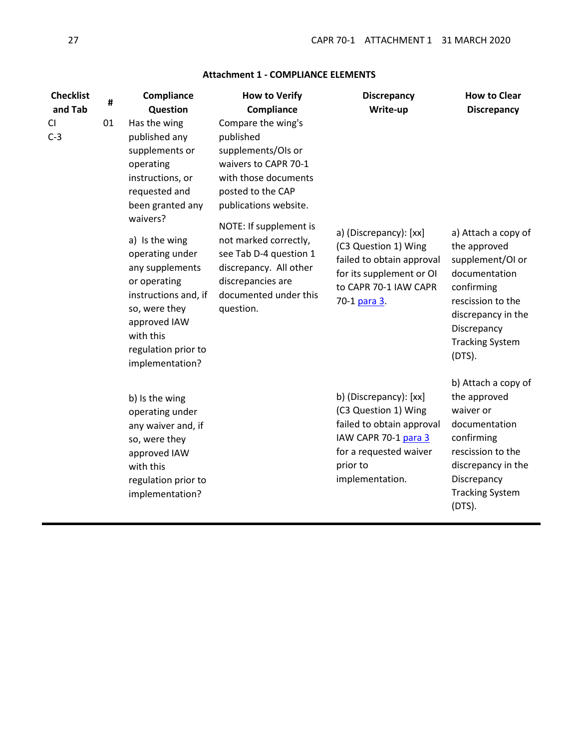## Attachment 1 - COMPLIANCE ELEMENTS

| Checklist and Tab | # | Compliance Question | How to Verify Compliance | Discrepancy Write-up | How to Clear Discrepancy |
|---|---|---|---|---|---|
| CI C-3 | 01 | Has the wing published any supplements or operating instructions, or requested and been granted any waivers? | Compare the wing's published supplements/OIs or waivers to CAPR 70-1 with those documents posted to the CAP publications website. | | |
| | | a) Is the wing operating under any supplements or operating instructions and, if so, were they approved IAW with this regulation prior to implementation? | NOTE: If supplement is not marked correctly, see Tab D-4 question 1 discrepancy. All other discrepancies are documented under this question. | a) (Discrepancy): [xx] (C3 Question 1) Wing failed to obtain approval for its supplement or OI to CAPR 70-1 IAW CAPR 70-1 para 3. | a) Attach a copy of the approved supplement/OI or documentation confirming rescission to the discrepancy in the Discrepancy Tracking System (DTS). |
| | | b) Is the wing operating under any waiver and, if so, were they approved IAW with this regulation prior to implementation? | | b) (Discrepancy): [xx] (C3 Question 1) Wing failed to obtain approval IAW CAPR 70-1 para 3 for a requested waiver prior to implementation. | b) Attach a copy of the approved waiver or documentation confirming rescission to the discrepancy in the Discrepancy Tracking System (DTS). |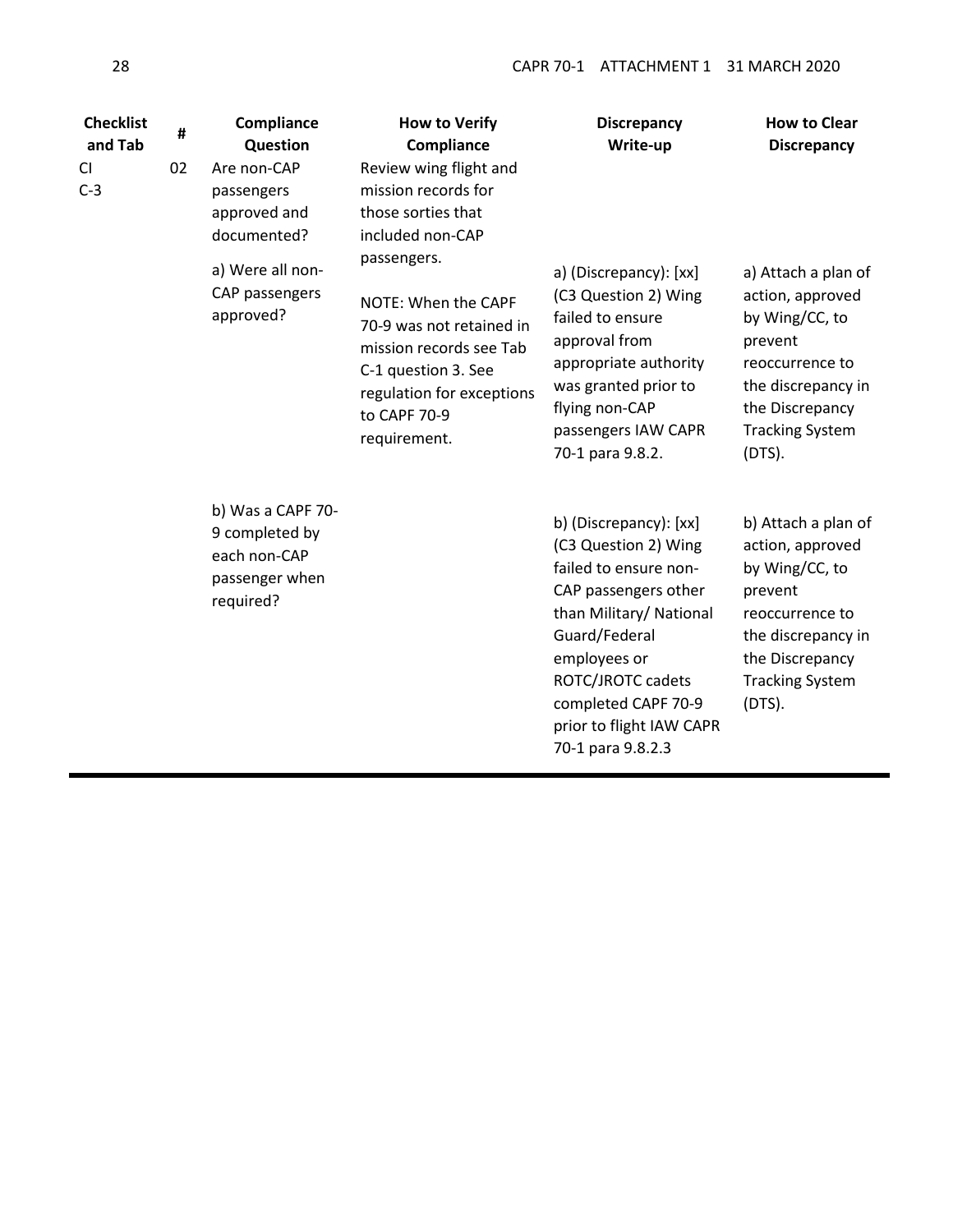| Checklist and Tab | # | Compliance Question | How to Verify Compliance | Discrepancy Write-up | How to Clear Discrepancy |
|---|---|---|---|---|---|
| CI C-3 | 02 | Are non-CAP passengers approved and documented? | Review wing flight and mission records for those sorties that included non-CAP passengers. | | |
| | | a) Were all non-CAP passengers approved? | NOTE: When the CAPF 70-9 was not retained in mission records see Tab C-1 question 3. See regulation for exceptions to CAPF 70-9 requirement. | a) (Discrepancy): [xx] (C3 Question 2) Wing failed to ensure approval from appropriate authority was granted prior to flying non-CAP passengers IAW CAPR 70-1 para 9.8.2. | a) Attach a plan of action, approved by Wing/CC, to prevent reoccurrence to the discrepancy in the Discrepancy Tracking System (DTS). |
| | | b) Was a CAPF 70-9 completed by each non-CAP passenger when required? | | b) (Discrepancy): [xx] (C3 Question 2) Wing failed to ensure non-CAP passengers other than Military/ National Guard/Federal employees or ROTC/JROTC cadets completed CAPF 70-9 prior to flight IAW CAPR 70-1 para 9.8.2.3 | b) Attach a plan of action, approved by Wing/CC, to prevent reoccurrence to the discrepancy in the Discrepancy Tracking System (DTS). |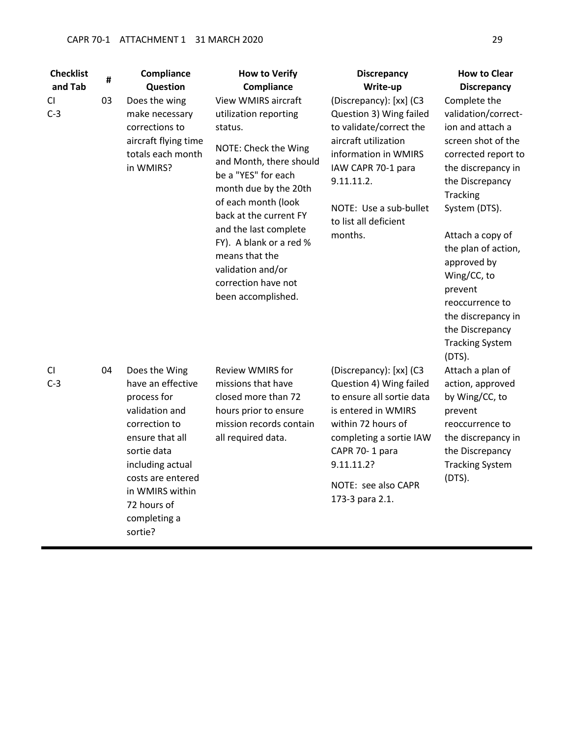| Checklist and Tab | # | Compliance Question | How to Verify Compliance | Discrepancy Write-up | How to Clear Discrepancy |
|---|---|---|---|---|---|
| CI C-3 | 03 | Does the wing make necessary corrections to aircraft flying time totals each month in WMIRS? | View WMIRS aircraft utilization reporting status.<br><br>NOTE: Check the Wing and Month, there should be a "YES" for each month due by the 20th of each month (look back at the current FY and the last complete FY). A blank or a red % means that the validation and/or correction have not been accomplished. | (Discrepancy): [xx] (C3 Question 3) Wing failed to validate/correct the aircraft utilization information in WMIRS IAW CAPR 70-1 para 9.11.11.2.<br><br>NOTE: Use a sub-bullet to list all deficient months. | Complete the validation/correction and attach a screen shot of the corrected report to the discrepancy in the Discrepancy Tracking System (DTS).<br><br>Attach a copy of the plan of action, approved by Wing/CC, to prevent reoccurrence to the discrepancy in the Discrepancy Tracking System (DTS). |
| CI C-3 | 04 | Does the Wing have an effective process for validation and correction to ensure that all sortie data including actual costs are entered in WMIRS within 72 hours of completing a sortie? | Review WMIRS for missions that have closed more than 72 hours prior to ensure mission records contain all required data. | (Discrepancy): [xx] (C3 Question 4) Wing failed to ensure all sortie data is entered in WMIRS within 72 hours of completing a sortie IAW CAPR 70- 1 para 9.11.11.2?<br><br>NOTE: see also CAPR 173-3 para 2.1. | Attach a plan of action, approved by Wing/CC, to prevent reoccurrence to the discrepancy in the Discrepancy Tracking System (DTS). |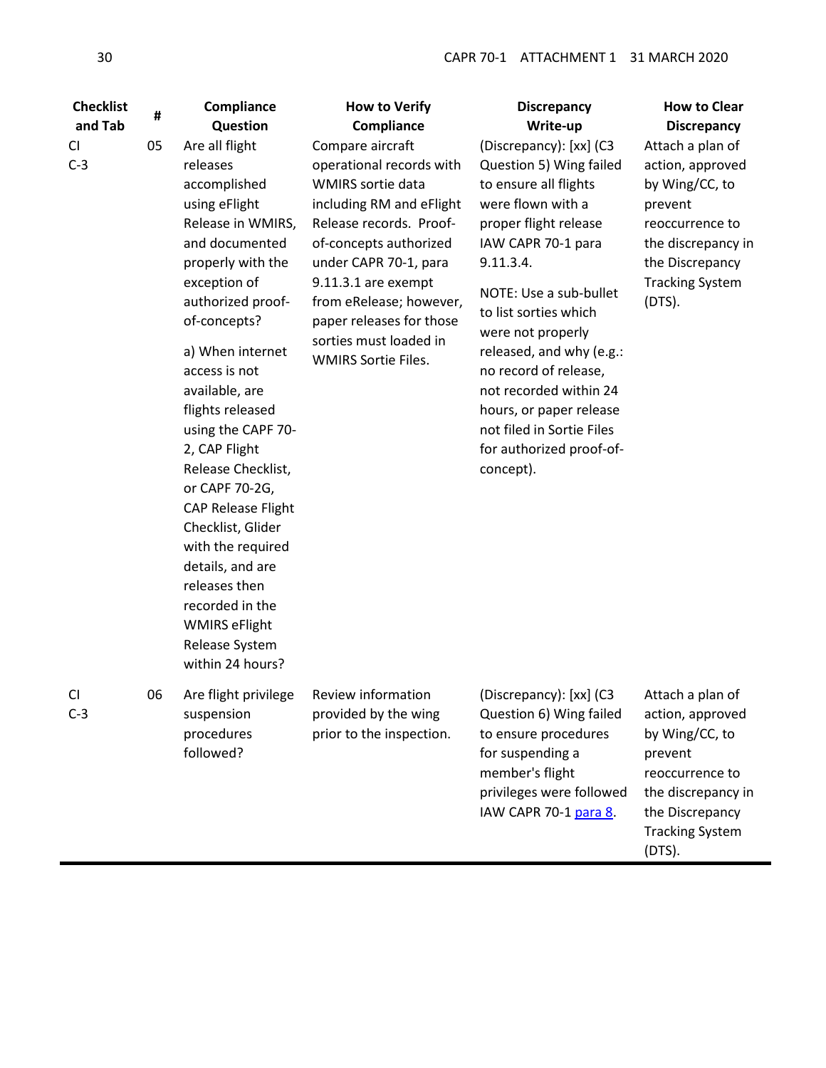| Checklist and Tab | # | Compliance Question | How to Verify Compliance | Discrepancy Write-up | How to Clear Discrepancy |
|---|---|---|---|---|---|
| CI C-3 | 05 | Are all flight releases accomplished using eFlight Release in WMIRS, and documented properly with the exception of authorized proof-of-concepts?<br><br>a) When internet access is not available, are flights released using the CAPF 70-2, CAP Flight Release Checklist, or CAPF 70-2G, CAP Release Flight Checklist, Glider with the required details, and are releases then recorded in the WMIRS eFlight Release System within 24 hours? | Compare aircraft operational records with WMIRS sortie data including RM and eFlight Release records. Proof-of-concepts authorized under CAPR 70-1, para 9.11.3.1 are exempt from eRelease; however, paper releases for those sorties must loaded in WMIRS Sortie Files. | (Discrepancy): [xx] (C3 Question 5) Wing failed to ensure all flights were flown with a proper flight release IAW CAPR 70-1 para 9.11.3.4.<br><br>NOTE: Use a sub-bullet to list sorties which were not properly released, and why (e.g.: no record of release, not recorded within 24 hours, or paper release not filed in Sortie Files for authorized proof-of-concept). | Attach a plan of action, approved by Wing/CC, to prevent reoccurrence to the discrepancy in the Discrepancy Tracking System (DTS). |
| CI C-3 | 06 | Are flight privilege suspension procedures followed? | Review information provided by the wing prior to the inspection. | (Discrepancy): [xx] (C3 Question 6) Wing failed to ensure procedures for suspending a member's flight privileges were followed IAW CAPR 70-1 para 8. | Attach a plan of action, approved by Wing/CC, to prevent reoccurrence to the discrepancy in the Discrepancy Tracking System (DTS). |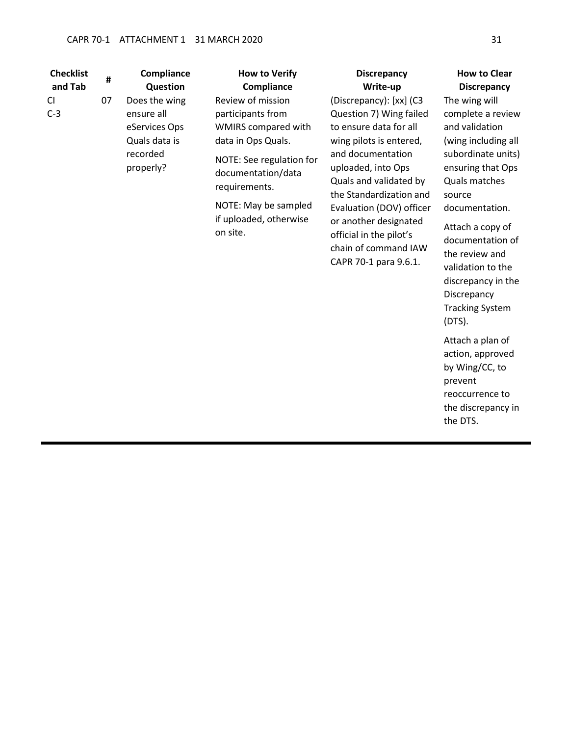| Checklist and Tab | # | Compliance Question | How to Verify Compliance | Discrepancy Write-up | How to Clear Discrepancy |
|---|---|---|---|---|---|
| CI C-3 | 07 | Does the wing ensure all eServices Ops Quals data is recorded properly? | Review of mission participants from WMIRS compared with data in Ops Quals. NOTE: See regulation for documentation/data requirements. NOTE: May be sampled if uploaded, otherwise on site. | (Discrepancy): [xx] (C3 Question 7) Wing failed to ensure data for all wing pilots is entered, and documentation uploaded, into Ops Quals and validated by the Standardization and Evaluation (DOV) officer or another designated official in the pilot's chain of command IAW CAPR 70-1 para 9.6.1. | The wing will complete a review and validation (wing including all subordinate units) ensuring that Ops Quals matches source documentation. Attach a copy of documentation of the review and validation to the discrepancy in the Discrepancy Tracking System (DTS). Attach a plan of action, approved by Wing/CC, to prevent reoccurrence to the discrepancy in the DTS. |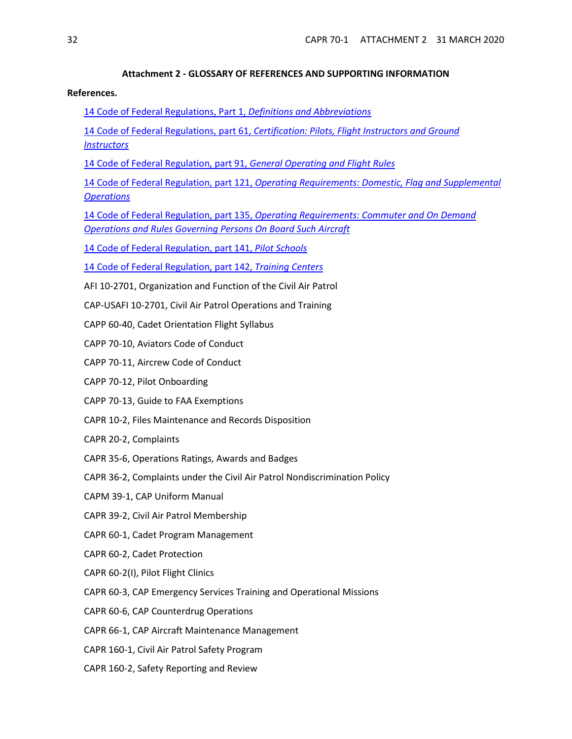## Attachment 2 - GLOSSARY OF REFERENCES AND SUPPORTING INFORMATION

**References.**

14 Code of Federal Regulations, Part 1, *Definitions and Abbreviations*

14 Code of Federal Regulations, part 61, *Certification: Pilots, Flight Instructors and Ground Instructors*

14 Code of Federal Regulation, part 91, *General Operating and Flight Rules*

14 Code of Federal Regulation, part 121, *Operating Requirements: Domestic, Flag and Supplemental Operations*

14 Code of Federal Regulation, part 135, *Operating Requirements: Commuter and On Demand Operations and Rules Governing Persons On Board Such Aircraft*

14 Code of Federal Regulation, part 141, *Pilot Schools*

14 Code of Federal Regulation, part 142, *Training Centers*

AFI 10-2701, Organization and Function of the Civil Air Patrol

CAP-USAFI 10-2701, Civil Air Patrol Operations and Training

CAPP 60-40, Cadet Orientation Flight Syllabus

CAPP 70-10, Aviators Code of Conduct

CAPP 70-11, Aircrew Code of Conduct

CAPP 70-12, Pilot Onboarding

CAPP 70-13, Guide to FAA Exemptions

CAPR 10-2, Files Maintenance and Records Disposition

CAPR 20-2, Complaints

CAPR 35-6, Operations Ratings, Awards and Badges

CAPR 36-2, Complaints under the Civil Air Patrol Nondiscrimination Policy

CAPM 39-1, CAP Uniform Manual

CAPR 39-2, Civil Air Patrol Membership

CAPR 60-1, Cadet Program Management

CAPR 60-2, Cadet Protection

CAPR 60-2(I), Pilot Flight Clinics

CAPR 60-3, CAP Emergency Services Training and Operational Missions

CAPR 60-6, CAP Counterdrug Operations

CAPR 66-1, CAP Aircraft Maintenance Management

CAPR 160-1, Civil Air Patrol Safety Program

CAPR 160-2, Safety Reporting and Review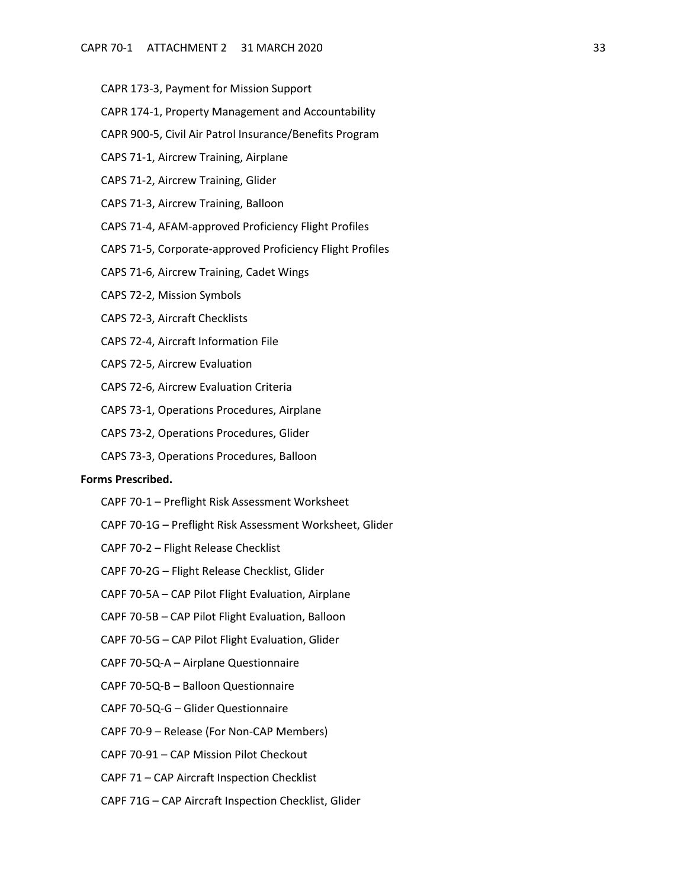CAPR 173-3, Payment for Mission Support

CAPR 174-1, Property Management and Accountability

CAPR 900-5, Civil Air Patrol Insurance/Benefits Program

CAPS 71-1, Aircrew Training, Airplane

CAPS 71-2, Aircrew Training, Glider

CAPS 71-3, Aircrew Training, Balloon

CAPS 71-4, AFAM-approved Proficiency Flight Profiles

CAPS 71-5, Corporate-approved Proficiency Flight Profiles

CAPS 71-6, Aircrew Training, Cadet Wings

CAPS 72-2, Mission Symbols

CAPS 72-3, Aircraft Checklists

CAPS 72-4, Aircraft Information File

CAPS 72-5, Aircrew Evaluation

CAPS 72-6, Aircrew Evaluation Criteria

CAPS 73-1, Operations Procedures, Airplane

CAPS 73-2, Operations Procedures, Glider

CAPS 73-3, Operations Procedures, Balloon

**Forms Prescribed.**

CAPF 70-1 – Preflight Risk Assessment Worksheet

CAPF 70-1G – Preflight Risk Assessment Worksheet, Glider

CAPF 70-2 – Flight Release Checklist

CAPF 70-2G – Flight Release Checklist, Glider

CAPF 70-5A – CAP Pilot Flight Evaluation, Airplane

CAPF 70-5B – CAP Pilot Flight Evaluation, Balloon

CAPF 70-5G – CAP Pilot Flight Evaluation, Glider

CAPF 70-5Q-A – Airplane Questionnaire

CAPF 70-5Q-B – Balloon Questionnaire

CAPF 70-5Q-G – Glider Questionnaire

CAPF 70-9 – Release (For Non-CAP Members)

CAPF 70-91 – CAP Mission Pilot Checkout

CAPF 71 – CAP Aircraft Inspection Checklist

CAPF 71G – CAP Aircraft Inspection Checklist, Glider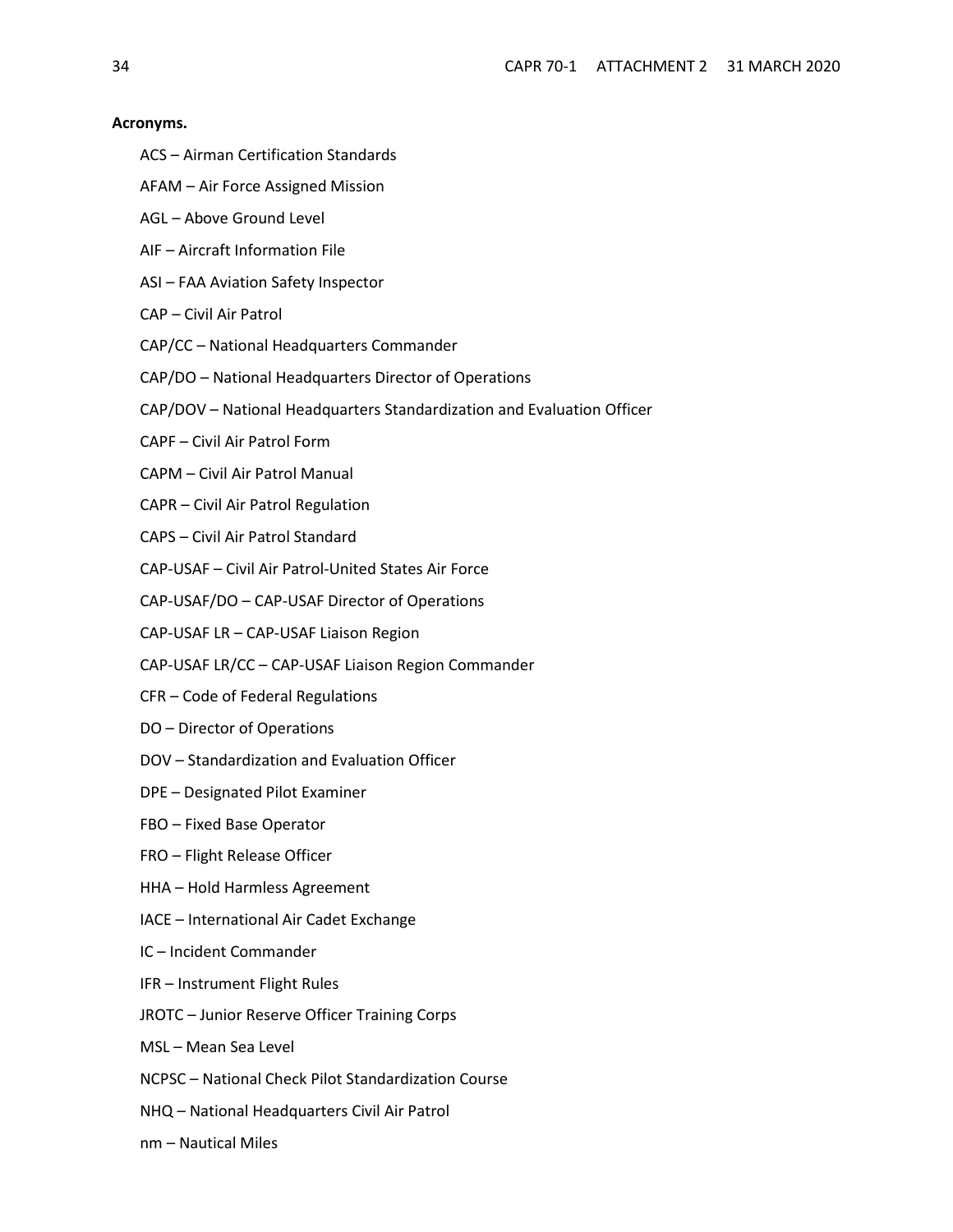**Acronyms.**

ACS – Airman Certification Standards

AFAM – Air Force Assigned Mission

AGL – Above Ground Level

AIF – Aircraft Information File

ASI – FAA Aviation Safety Inspector

CAP – Civil Air Patrol

CAP/CC – National Headquarters Commander

CAP/DO – National Headquarters Director of Operations

CAP/DOV – National Headquarters Standardization and Evaluation Officer

CAPF – Civil Air Patrol Form

CAPM – Civil Air Patrol Manual

CAPR – Civil Air Patrol Regulation

CAPS – Civil Air Patrol Standard

CAP-USAF – Civil Air Patrol-United States Air Force

CAP-USAF/DO – CAP-USAF Director of Operations

CAP-USAF LR – CAP-USAF Liaison Region

CAP-USAF LR/CC – CAP-USAF Liaison Region Commander

CFR – Code of Federal Regulations

DO – Director of Operations

DOV – Standardization and Evaluation Officer

DPE – Designated Pilot Examiner

FBO – Fixed Base Operator

FRO – Flight Release Officer

HHA – Hold Harmless Agreement

IACE – International Air Cadet Exchange

IC – Incident Commander

IFR – Instrument Flight Rules

JROTC – Junior Reserve Officer Training Corps

MSL – Mean Sea Level

NCPSC – National Check Pilot Standardization Course

NHQ – National Headquarters Civil Air Patrol

nm – Nautical Miles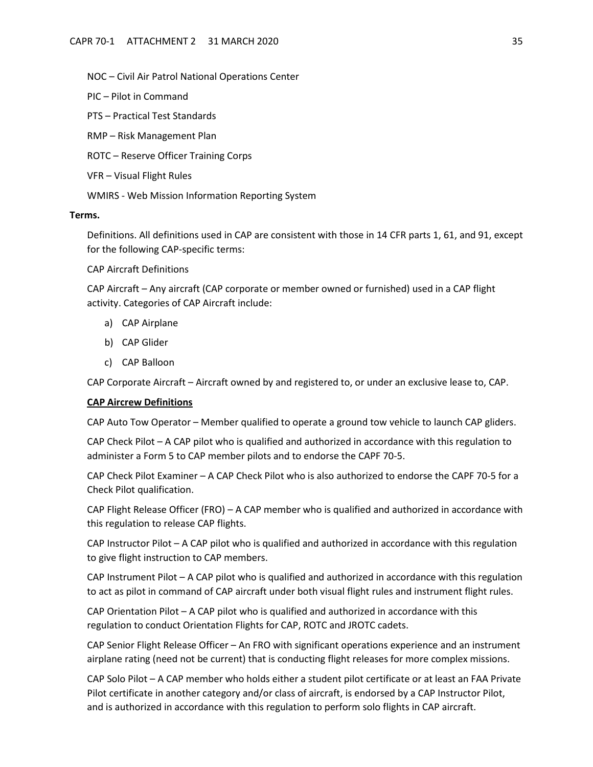NOC – Civil Air Patrol National Operations Center

PIC – Pilot in Command

PTS – Practical Test Standards

RMP – Risk Management Plan

ROTC – Reserve Officer Training Corps

VFR – Visual Flight Rules

WMIRS - Web Mission Information Reporting System

**Terms.**

Definitions. All definitions used in CAP are consistent with those in 14 CFR parts 1, 61, and 91, except for the following CAP-specific terms:

CAP Aircraft Definitions

CAP Aircraft – Any aircraft (CAP corporate or member owned or furnished) used in a CAP flight activity. Categories of CAP Aircraft include:

a) CAP Airplane
b) CAP Glider
c) CAP Balloon

CAP Corporate Aircraft – Aircraft owned by and registered to, or under an exclusive lease to, CAP.

**<u>CAP Aircrew Definitions</u>**

CAP Auto Tow Operator – Member qualified to operate a ground tow vehicle to launch CAP gliders.

CAP Check Pilot – A CAP pilot who is qualified and authorized in accordance with this regulation to administer a Form 5 to CAP member pilots and to endorse the CAPF 70-5.

CAP Check Pilot Examiner – A CAP Check Pilot who is also authorized to endorse the CAPF 70-5 for a Check Pilot qualification.

CAP Flight Release Officer (FRO) – A CAP member who is qualified and authorized in accordance with this regulation to release CAP flights.

CAP Instructor Pilot – A CAP pilot who is qualified and authorized in accordance with this regulation to give flight instruction to CAP members.

CAP Instrument Pilot – A CAP pilot who is qualified and authorized in accordance with this regulation to act as pilot in command of CAP aircraft under both visual flight rules and instrument flight rules.

CAP Orientation Pilot – A CAP pilot who is qualified and authorized in accordance with this regulation to conduct Orientation Flights for CAP, ROTC and JROTC cadets.

CAP Senior Flight Release Officer – An FRO with significant operations experience and an instrument airplane rating (need not be current) that is conducting flight releases for more complex missions.

CAP Solo Pilot – A CAP member who holds either a student pilot certificate or at least an FAA Private Pilot certificate in another category and/or class of aircraft, is endorsed by a CAP Instructor Pilot, and is authorized in accordance with this regulation to perform solo flights in CAP aircraft.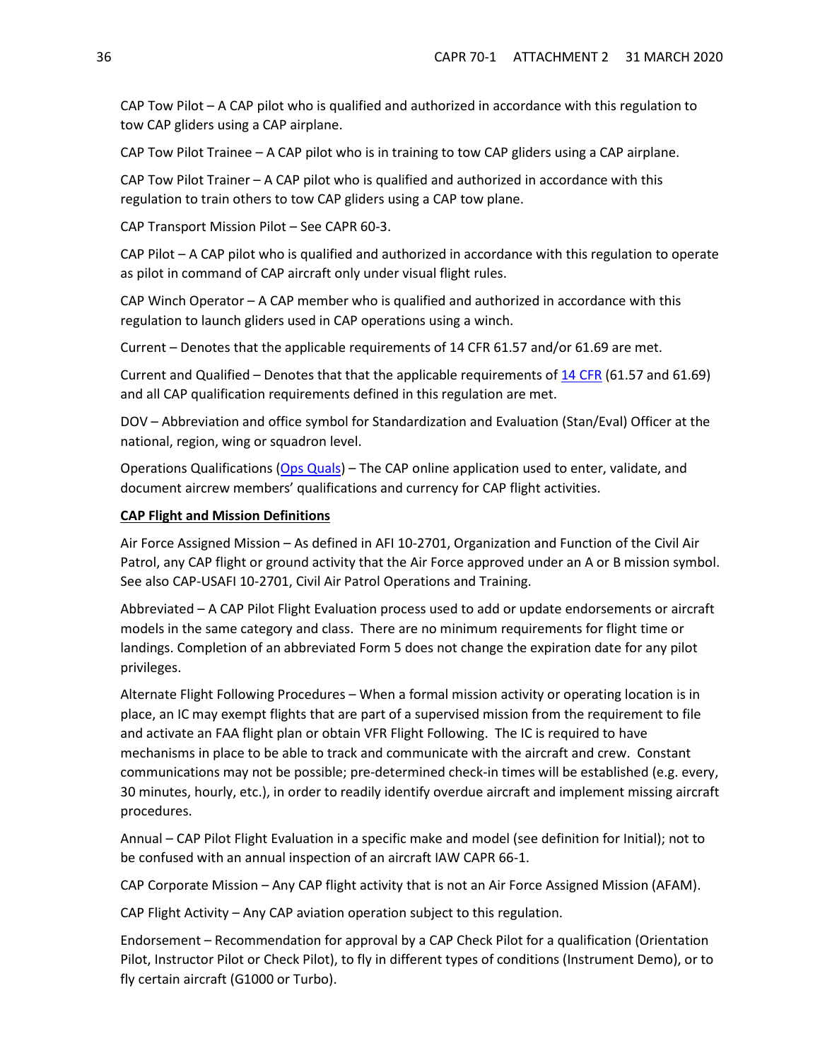CAP Tow Pilot – A CAP pilot who is qualified and authorized in accordance with this regulation to tow CAP gliders using a CAP airplane.

CAP Tow Pilot Trainee – A CAP pilot who is in training to tow CAP gliders using a CAP airplane.

CAP Tow Pilot Trainer – A CAP pilot who is qualified and authorized in accordance with this regulation to train others to tow CAP gliders using a CAP tow plane.

CAP Transport Mission Pilot – See CAPR 60-3.

CAP Pilot – A CAP pilot who is qualified and authorized in accordance with this regulation to operate as pilot in command of CAP aircraft only under visual flight rules.

CAP Winch Operator – A CAP member who is qualified and authorized in accordance with this regulation to launch gliders used in CAP operations using a winch.

Current – Denotes that the applicable requirements of 14 CFR 61.57 and/or 61.69 are met.

Current and Qualified – Denotes that that the applicable requirements of 14 CFR (61.57 and 61.69) and all CAP qualification requirements defined in this regulation are met.

DOV – Abbreviation and office symbol for Standardization and Evaluation (Stan/Eval) Officer at the national, region, wing or squadron level.

Operations Qualifications (Ops Quals) – The CAP online application used to enter, validate, and document aircrew members' qualifications and currency for CAP flight activities.

**CAP Flight and Mission Definitions**

Air Force Assigned Mission – As defined in AFI 10-2701, Organization and Function of the Civil Air Patrol, any CAP flight or ground activity that the Air Force approved under an A or B mission symbol. See also CAP-USAFI 10-2701, Civil Air Patrol Operations and Training.

Abbreviated – A CAP Pilot Flight Evaluation process used to add or update endorsements or aircraft models in the same category and class. There are no minimum requirements for flight time or landings. Completion of an abbreviated Form 5 does not change the expiration date for any pilot privileges.

Alternate Flight Following Procedures – When a formal mission activity or operating location is in place, an IC may exempt flights that are part of a supervised mission from the requirement to file and activate an FAA flight plan or obtain VFR Flight Following. The IC is required to have mechanisms in place to be able to track and communicate with the aircraft and crew. Constant communications may not be possible; pre-determined check-in times will be established (e.g. every, 30 minutes, hourly, etc.), in order to readily identify overdue aircraft and implement missing aircraft procedures.

Annual – CAP Pilot Flight Evaluation in a specific make and model (see definition for Initial); not to be confused with an annual inspection of an aircraft IAW CAPR 66-1.

CAP Corporate Mission – Any CAP flight activity that is not an Air Force Assigned Mission (AFAM).

CAP Flight Activity – Any CAP aviation operation subject to this regulation.

Endorsement – Recommendation for approval by a CAP Check Pilot for a qualification (Orientation Pilot, Instructor Pilot or Check Pilot), to fly in different types of conditions (Instrument Demo), or to fly certain aircraft (G1000 or Turbo).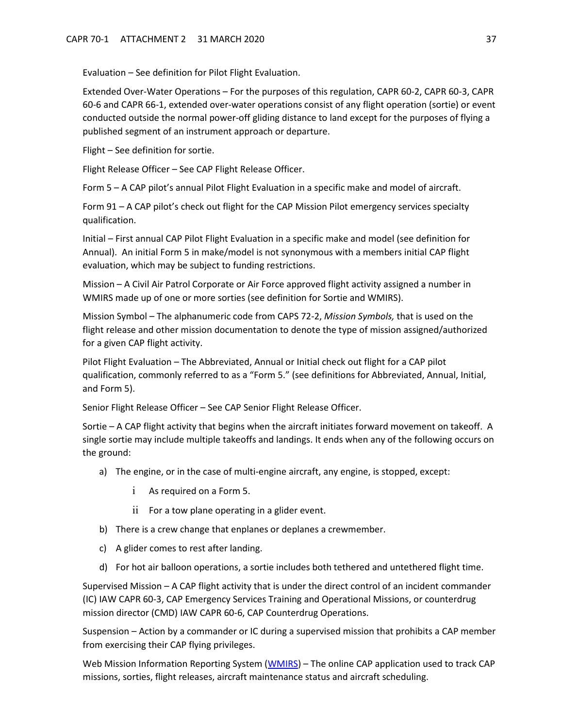Evaluation – See definition for Pilot Flight Evaluation.

Extended Over-Water Operations – For the purposes of this regulation, CAPR 60-2, CAPR 60-3, CAPR 60-6 and CAPR 66-1, extended over-water operations consist of any flight operation (sortie) or event conducted outside the normal power-off gliding distance to land except for the purposes of flying a published segment of an instrument approach or departure.

Flight – See definition for sortie.

Flight Release Officer – See CAP Flight Release Officer.

Form 5 – A CAP pilot's annual Pilot Flight Evaluation in a specific make and model of aircraft.

Form 91 – A CAP pilot's check out flight for the CAP Mission Pilot emergency services specialty qualification.

Initial – First annual CAP Pilot Flight Evaluation in a specific make and model (see definition for Annual). An initial Form 5 in make/model is not synonymous with a members initial CAP flight evaluation, which may be subject to funding restrictions.

Mission – A Civil Air Patrol Corporate or Air Force approved flight activity assigned a number in WMIRS made up of one or more sorties (see definition for Sortie and WMIRS).

Mission Symbol – The alphanumeric code from CAPS 72-2, *Mission Symbols,* that is used on the flight release and other mission documentation to denote the type of mission assigned/authorized for a given CAP flight activity.

Pilot Flight Evaluation – The Abbreviated, Annual or Initial check out flight for a CAP pilot qualification, commonly referred to as a "Form 5." (see definitions for Abbreviated, Annual, Initial, and Form 5).

Senior Flight Release Officer – See CAP Senior Flight Release Officer.

Sortie – A CAP flight activity that begins when the aircraft initiates forward movement on takeoff. A single sortie may include multiple takeoffs and landings. It ends when any of the following occurs on the ground:

a) The engine, or in the case of multi-engine aircraft, any engine, is stopped, except:
   - i As required on a Form 5.
   - ii For a tow plane operating in a glider event.
b) There is a crew change that enplanes or deplanes a crewmember.
c) A glider comes to rest after landing.
d) For hot air balloon operations, a sortie includes both tethered and untethered flight time.

Supervised Mission – A CAP flight activity that is under the direct control of an incident commander (IC) IAW CAPR 60-3, CAP Emergency Services Training and Operational Missions, or counterdrug mission director (CMD) IAW CAPR 60-6, CAP Counterdrug Operations.

Suspension – Action by a commander or IC during a supervised mission that prohibits a CAP member from exercising their CAP flying privileges.

Web Mission Information Reporting System (WMIRS) – The online CAP application used to track CAP missions, sorties, flight releases, aircraft maintenance status and aircraft scheduling.